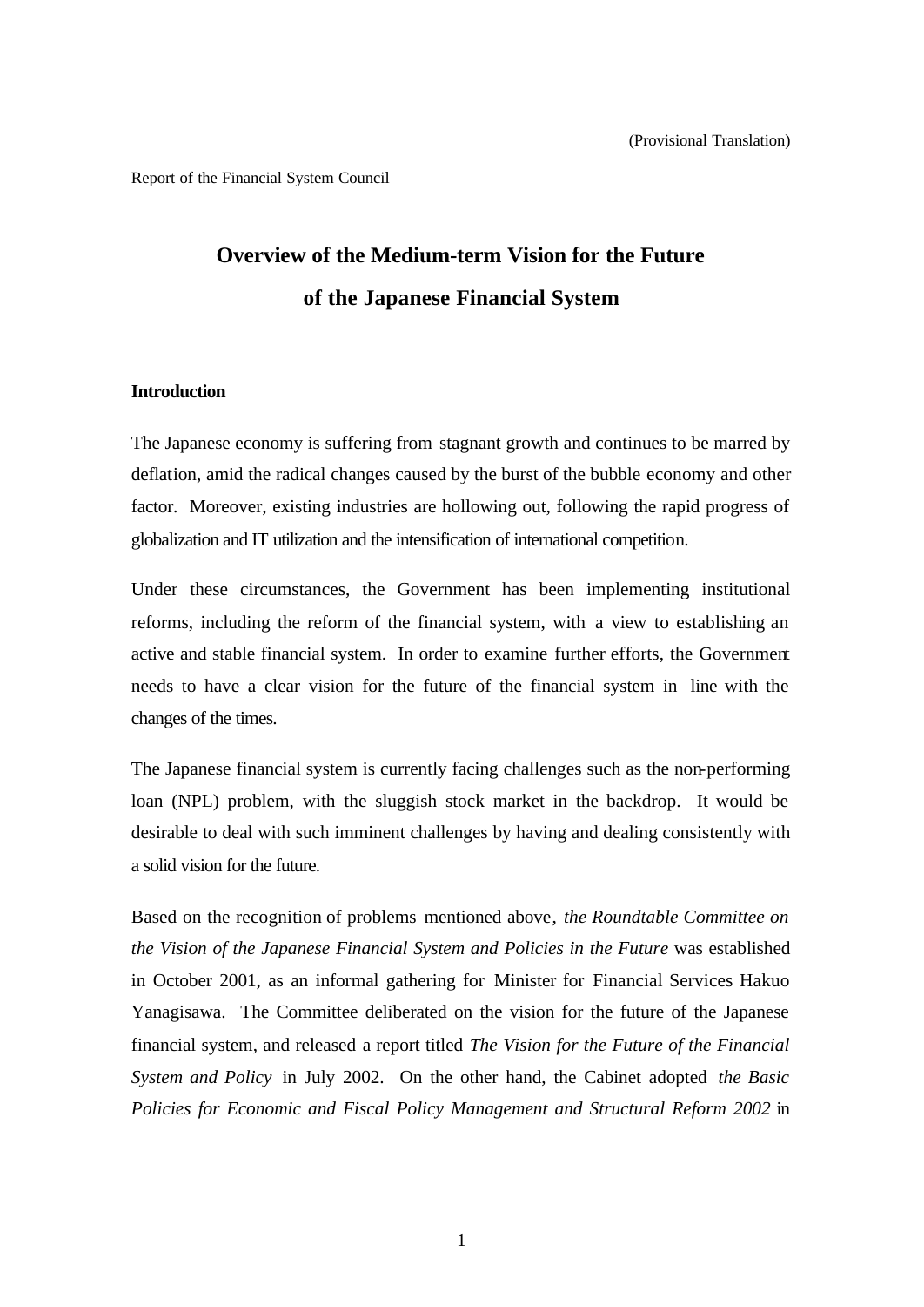(Provisional Translation)

Report of the Financial System Council

# Overview of the Medium-term Vision for the Future of the Japanese Financial System

## Introduction

The Japanese economy is suffering from stagnant growth and continues to be marred by deflation, amid the radical changes caused by the burst of the bubble economy and other factor. Moreover, existing industries are hollowing out, following the rapid progress of globalization and IT utilization and the intensification of international competition.

Under these circumstances, the Government has been implementing institutional reforms, including the reform of the financial system, with a view to establishing an active and stable financial system. In order to examine further efforts, the Government needs to have a clear vision for the future of the financial system in line with the changes of the times.

The Japanese financial system is currently facing challenges such as the non-performing loan (NPL) problem, with the sluggish stock market in the backdrop. It would be desirable to deal with such imminent challenges by having and dealing consistently with a solid vision for the future.

Based on the recognition of problems mentioned above, *the Roundtable Committee on the Vision of the Japanese Financial System and Policies in the Future* was established in October 2001, as an informal gathering for Minister for Financial Services Hakuo Yanagisawa. The Committee deliberated on the vision for the future of the Japanese financial system, and released a report titled *The Vision for the Future of the Financial System and Policy* in July 2002. On the other hand, the Cabinet adopted *the Basic Policies for Economic and Fiscal Policy Management and Structural Reform 2002* in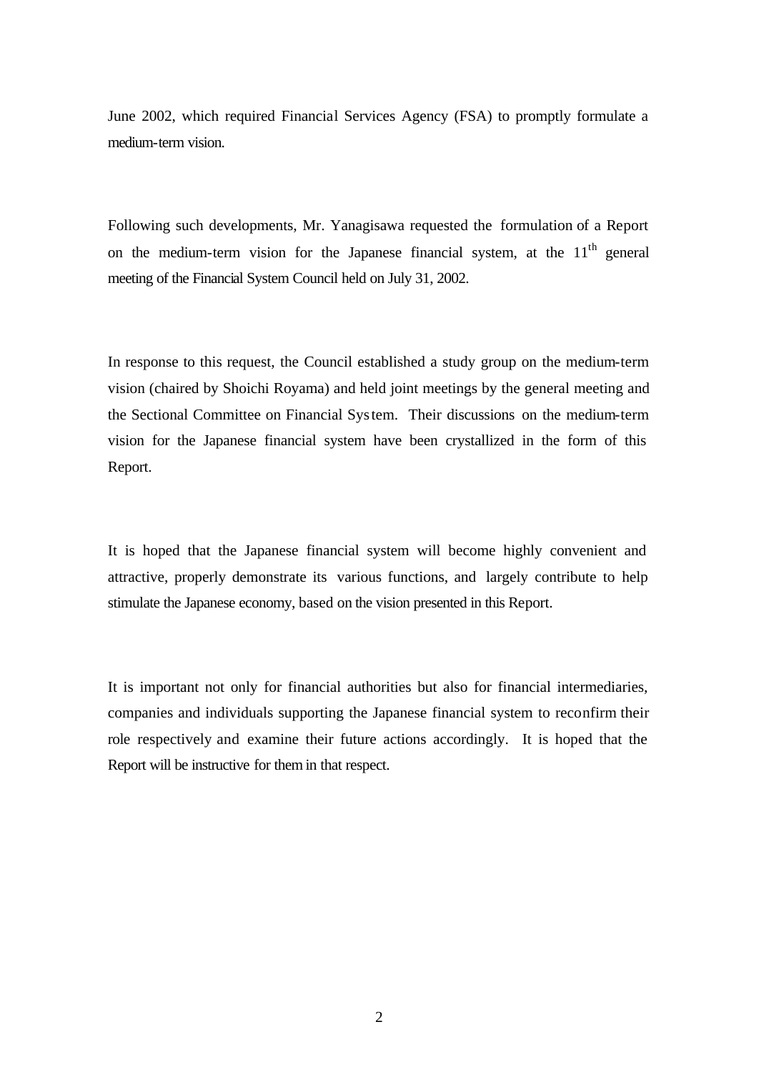June 2002, which required Financial Services Agency (FSA) to promptly formulate a medium-term vision.

Following such developments, Mr. Yanagisawa requested the formulation of a Report on the medium-term vision for the Japanese financial system, at the 11th general meeting of the Financial System Council held on July 31, 2002.

In response to this request, the Council established a study group on the medium-term vision (chaired by Shoichi Royama) and held joint meetings by the general meeting and the Sectional Committee on Financial System. Their discussions on the medium-term vision for the Japanese financial system have been crystallized in the form of this Report.

It is hoped that the Japanese financial system will become highly convenient and attractive, properly demonstrate its various functions, and largely contribute to help stimulate the Japanese economy, based on the vision presented in this Report.

It is important not only for financial authorities but also for financial intermediaries, companies and individuals supporting the Japanese financial system to reconfirm their role respectively and examine their future actions accordingly. It is hoped that the Report will be instructive for them in that respect.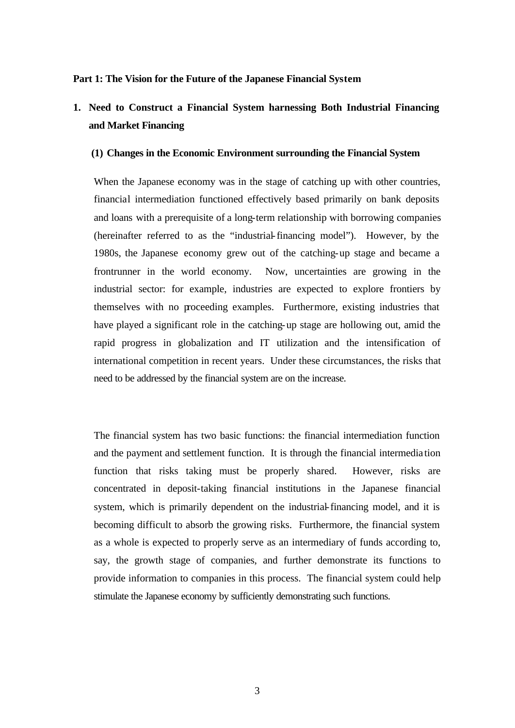**Part 1: The Vision for the Future of the Japanese Financial System**

## 1. Need to Construct a Financial System harnessing Both Industrial Financing and Market Financing

### (1) Changes in the Economic Environment surrounding the Financial System

When the Japanese economy was in the stage of catching up with other countries, financial intermediation functioned effectively based primarily on bank deposits and loans with a prerequisite of a long-term relationship with borrowing companies (hereinafter referred to as the "industrial-financing model"). However, by the 1980s, the Japanese economy grew out of the catching-up stage and became a frontrunner in the world economy. Now, uncertainties are growing in the industrial sector: for example, industries are expected to explore frontiers by themselves with no proceeding examples. Furthermore, existing industries that have played a significant role in the catching-up stage are hollowing out, amid the rapid progress in globalization and IT utilization and the intensification of international competition in recent years. Under these circumstances, the risks that need to be addressed by the financial system are on the increase.

The financial system has two basic functions: the financial intermediation function and the payment and settlement function. It is through the financial intermediation function that risks taking must be properly shared. However, risks are concentrated in deposit-taking financial institutions in the Japanese financial system, which is primarily dependent on the industrial-financing model, and it is becoming difficult to absorb the growing risks. Furthermore, the financial system as a whole is expected to properly serve as an intermediary of funds according to, say, the growth stage of companies, and further demonstrate its functions to provide information to companies in this process. The financial system could help stimulate the Japanese economy by sufficiently demonstrating such functions.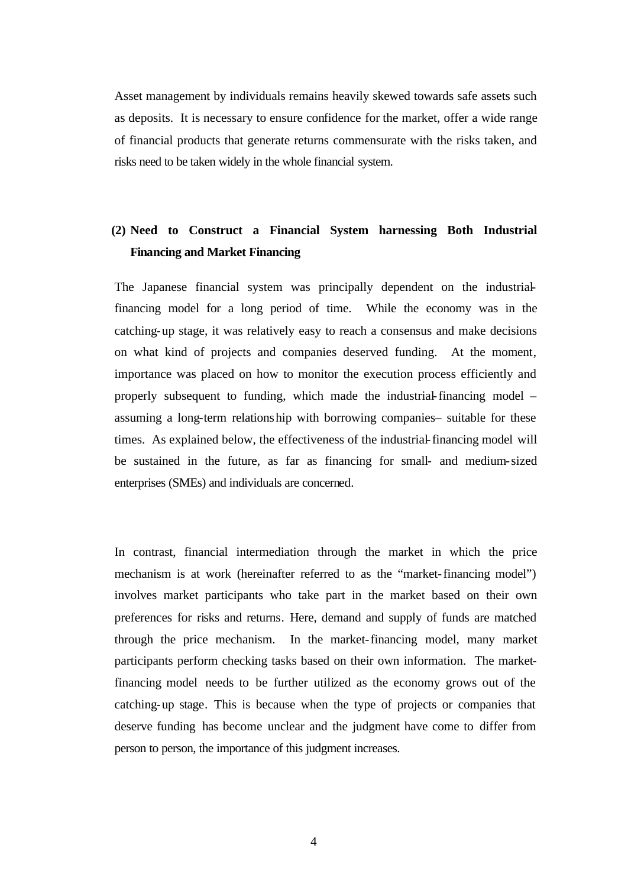Asset management by individuals remains heavily skewed towards safe assets such as deposits. It is necessary to ensure confidence for the market, offer a wide range of financial products that generate returns commensurate with the risks taken, and risks need to be taken widely in the whole financial system.

### (2) Need to Construct a Financial System harnessing Both Industrial Financing and Market Financing

The Japanese financial system was principally dependent on the industrial-financing model for a long period of time. While the economy was in the catching-up stage, it was relatively easy to reach a consensus and make decisions on what kind of projects and companies deserved funding. At the moment, importance was placed on how to monitor the execution process efficiently and properly subsequent to funding, which made the industrial-financing model – assuming a long-term relationship with borrowing companies– suitable for these times. As explained below, the effectiveness of the industrial-financing model will be sustained in the future, as far as financing for small- and medium-sized enterprises (SMEs) and individuals are concerned.

In contrast, financial intermediation through the market in which the price mechanism is at work (hereinafter referred to as the "market-financing model") involves market participants who take part in the market based on their own preferences for risks and returns. Here, demand and supply of funds are matched through the price mechanism. In the market-financing model, many market participants perform checking tasks based on their own information. The market-financing model needs to be further utilized as the economy grows out of the catching-up stage. This is because when the type of projects or companies that deserve funding has become unclear and the judgment have come to differ from person to person, the importance of this judgment increases.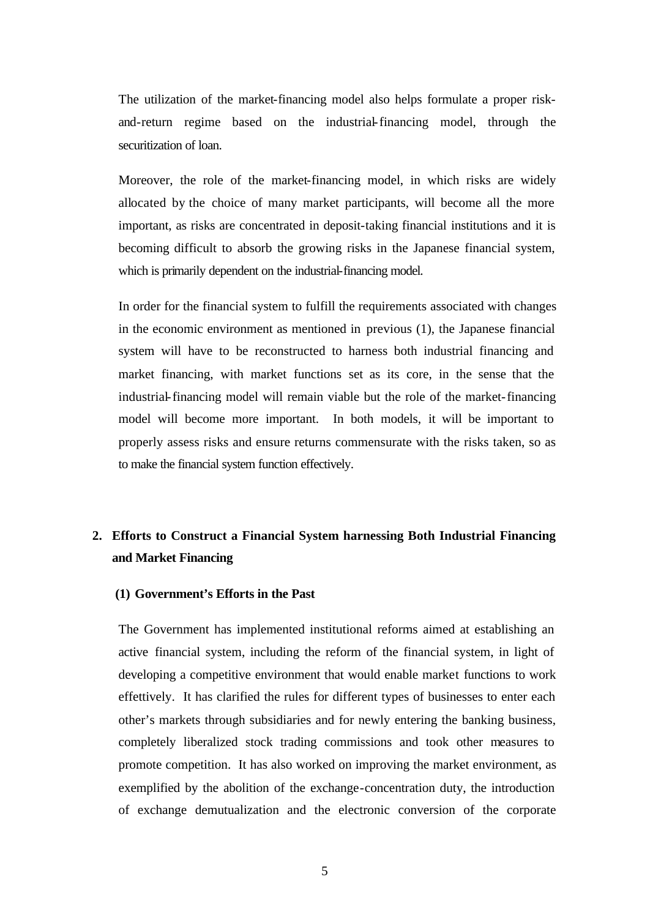The utilization of the market-financing model also helps formulate a proper risk-and-return regime based on the industrial-financing model, through the securitization of loan.

Moreover, the role of the market-financing model, in which risks are widely allocated by the choice of many market participants, will become all the more important, as risks are concentrated in deposit-taking financial institutions and it is becoming difficult to absorb the growing risks in the Japanese financial system, which is primarily dependent on the industrial-financing model.

In order for the financial system to fulfill the requirements associated with changes in the economic environment as mentioned in previous (1), the Japanese financial system will have to be reconstructed to harness both industrial financing and market financing, with market functions set as its core, in the sense that the industrial-financing model will remain viable but the role of the market-financing model will become more important. In both models, it will be important to properly assess risks and ensure returns commensurate with the risks taken, so as to make the financial system function effectively.

## 2. Efforts to Construct a Financial System harnessing Both Industrial Financing and Market Financing

### (1) Government's Efforts in the Past

The Government has implemented institutional reforms aimed at establishing an active financial system, including the reform of the financial system, in light of developing a competitive environment that would enable market functions to work effettively. It has clarified the rules for different types of businesses to enter each other's markets through subsidiaries and for newly entering the banking business, completely liberalized stock trading commissions and took other measures to promote competition. It has also worked on improving the market environment, as exemplified by the abolition of the exchange-concentration duty, the introduction of exchange demutualization and the electronic conversion of the corporate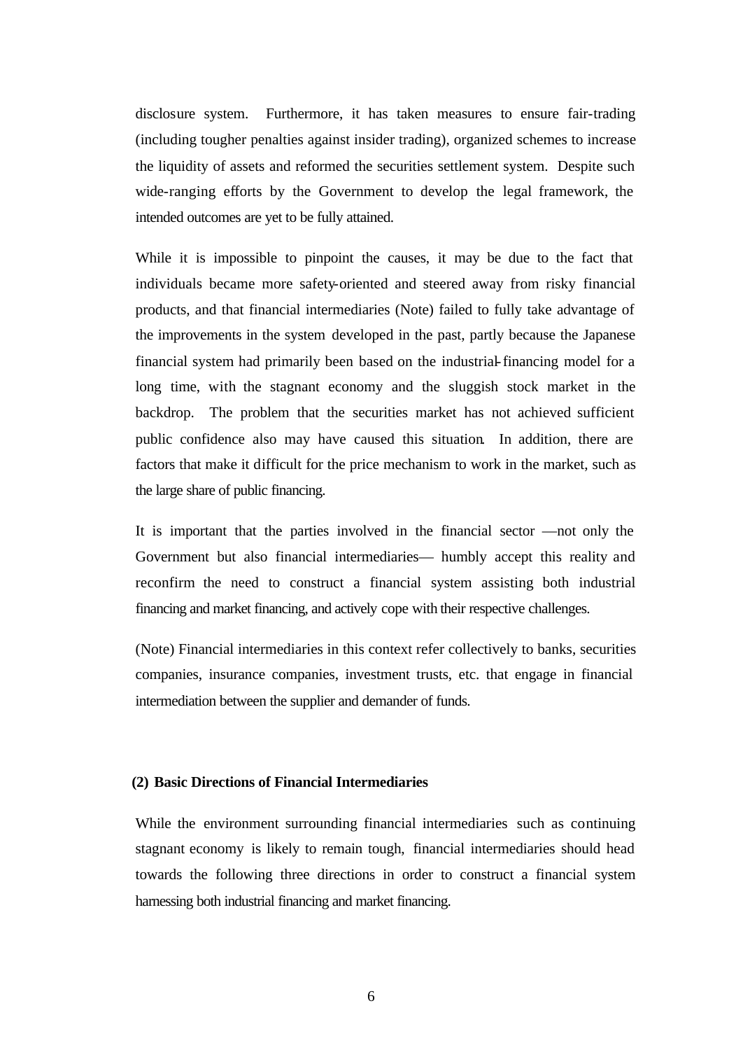disclosure system. Furthermore, it has taken measures to ensure fair-trading (including tougher penalties against insider trading), organized schemes to increase the liquidity of assets and reformed the securities settlement system. Despite such wide-ranging efforts by the Government to develop the legal framework, the intended outcomes are yet to be fully attained.

While it is impossible to pinpoint the causes, it may be due to the fact that individuals became more safety-oriented and steered away from risky financial products, and that financial intermediaries (Note) failed to fully take advantage of the improvements in the system developed in the past, partly because the Japanese financial system had primarily been based on the industrial-financing model for a long time, with the stagnant economy and the sluggish stock market in the backdrop. The problem that the securities market has not achieved sufficient public confidence also may have caused this situation. In addition, there are factors that make it difficult for the price mechanism to work in the market, such as the large share of public financing.

It is important that the parties involved in the financial sector —not only the Government but also financial intermediaries— humbly accept this reality and reconfirm the need to construct a financial system assisting both industrial financing and market financing, and actively cope with their respective challenges.

(Note) Financial intermediaries in this context refer collectively to banks, securities companies, insurance companies, investment trusts, etc. that engage in financial intermediation between the supplier and demander of funds.

### (2) Basic Directions of Financial Intermediaries

While the environment surrounding financial intermediaries such as continuing stagnant economy is likely to remain tough, financial intermediaries should head towards the following three directions in order to construct a financial system harnessing both industrial financing and market financing.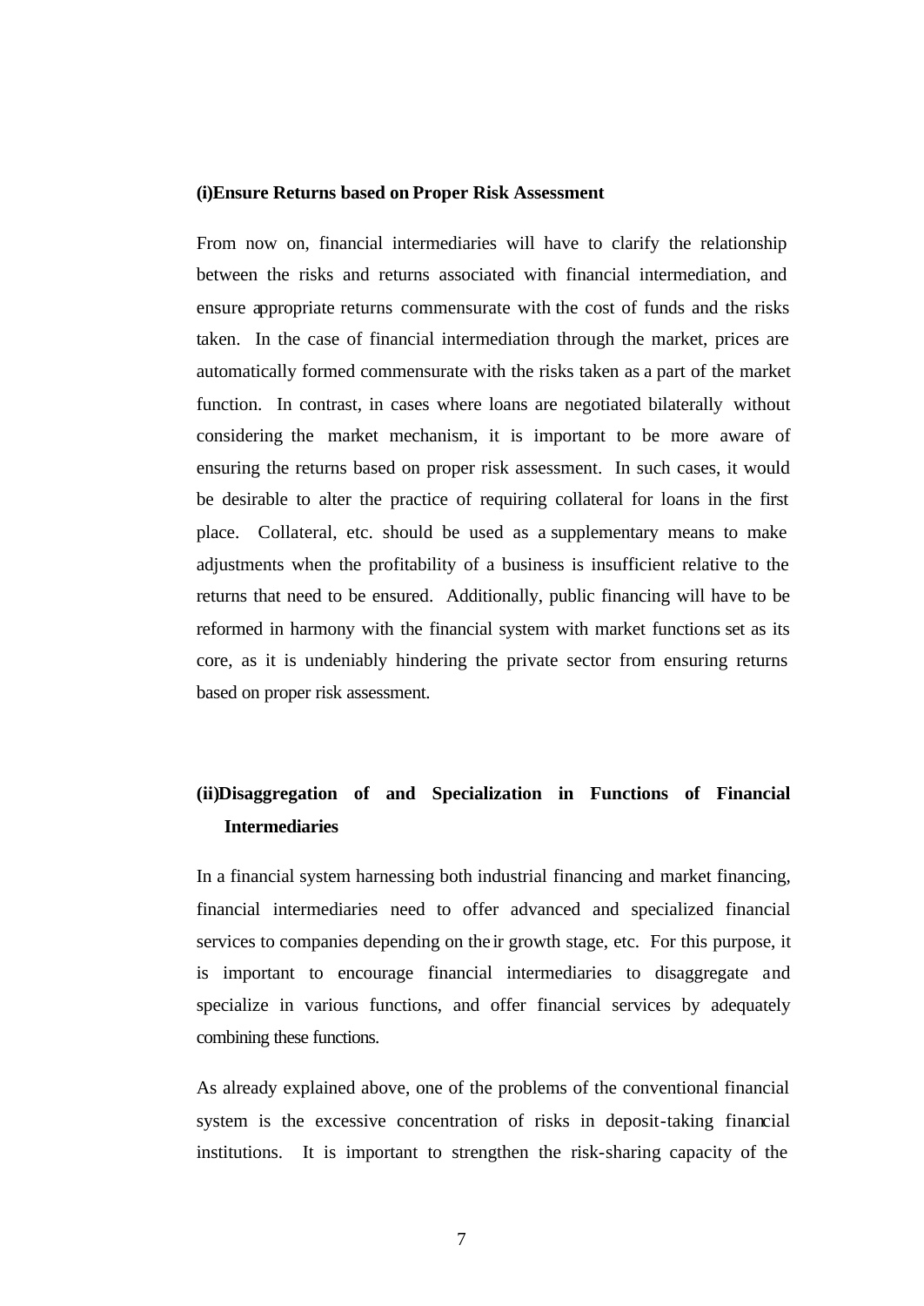### (i) Ensure Returns based on Proper Risk Assessment

From now on, financial intermediaries will have to clarify the relationship between the risks and returns associated with financial intermediation, and ensure appropriate returns commensurate with the cost of funds and the risks taken. In the case of financial intermediation through the market, prices are automatically formed commensurate with the risks taken as a part of the market function. In contrast, in cases where loans are negotiated bilaterally without considering the market mechanism, it is important to be more aware of ensuring the returns based on proper risk assessment. In such cases, it would be desirable to alter the practice of requiring collateral for loans in the first place. Collateral, etc. should be used as a supplementary means to make adjustments when the profitability of a business is insufficient relative to the returns that need to be ensured. Additionally, public financing will have to be reformed in harmony with the financial system with market functions set as its core, as it is undeniably hindering the private sector from ensuring returns based on proper risk assessment.

### (ii) Disaggregation of and Specialization in Functions of Financial Intermediaries

In a financial system harnessing both industrial financing and market financing, financial intermediaries need to offer advanced and specialized financial services to companies depending on their growth stage, etc. For this purpose, it is important to encourage financial intermediaries to disaggregate and specialize in various functions, and offer financial services by adequately combining these functions.

As already explained above, one of the problems of the conventional financial system is the excessive concentration of risks in deposit-taking financial institutions. It is important to strengthen the risk-sharing capacity of the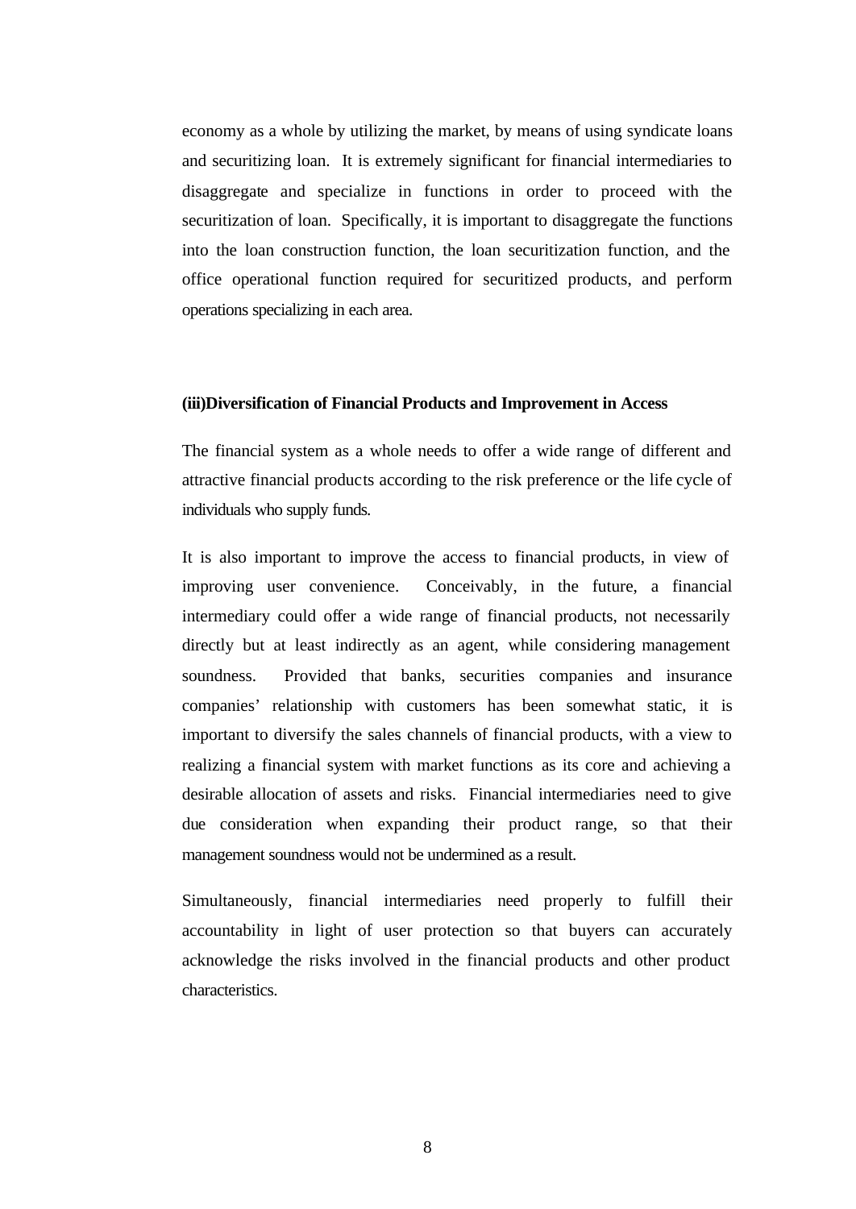economy as a whole by utilizing the market, by means of using syndicate loans and securitizing loan. It is extremely significant for financial intermediaries to disaggregate and specialize in functions in order to proceed with the securitization of loan. Specifically, it is important to disaggregate the functions into the loan construction function, the loan securitization function, and the office operational function required for securitized products, and perform operations specializing in each area.

**(iii)Diversification of Financial Products and Improvement in Access**

The financial system as a whole needs to offer a wide range of different and attractive financial products according to the risk preference or the life cycle of individuals who supply funds.

It is also important to improve the access to financial products, in view of improving user convenience. Conceivably, in the future, a financial intermediary could offer a wide range of financial products, not necessarily directly but at least indirectly as an agent, while considering management soundness. Provided that banks, securities companies and insurance companies' relationship with customers has been somewhat static, it is important to diversify the sales channels of financial products, with a view to realizing a financial system with market functions as its core and achieving a desirable allocation of assets and risks. Financial intermediaries need to give due consideration when expanding their product range, so that their management soundness would not be undermined as a result.

Simultaneously, financial intermediaries need properly to fulfill their accountability in light of user protection so that buyers can accurately acknowledge the risks involved in the financial products and other product characteristics.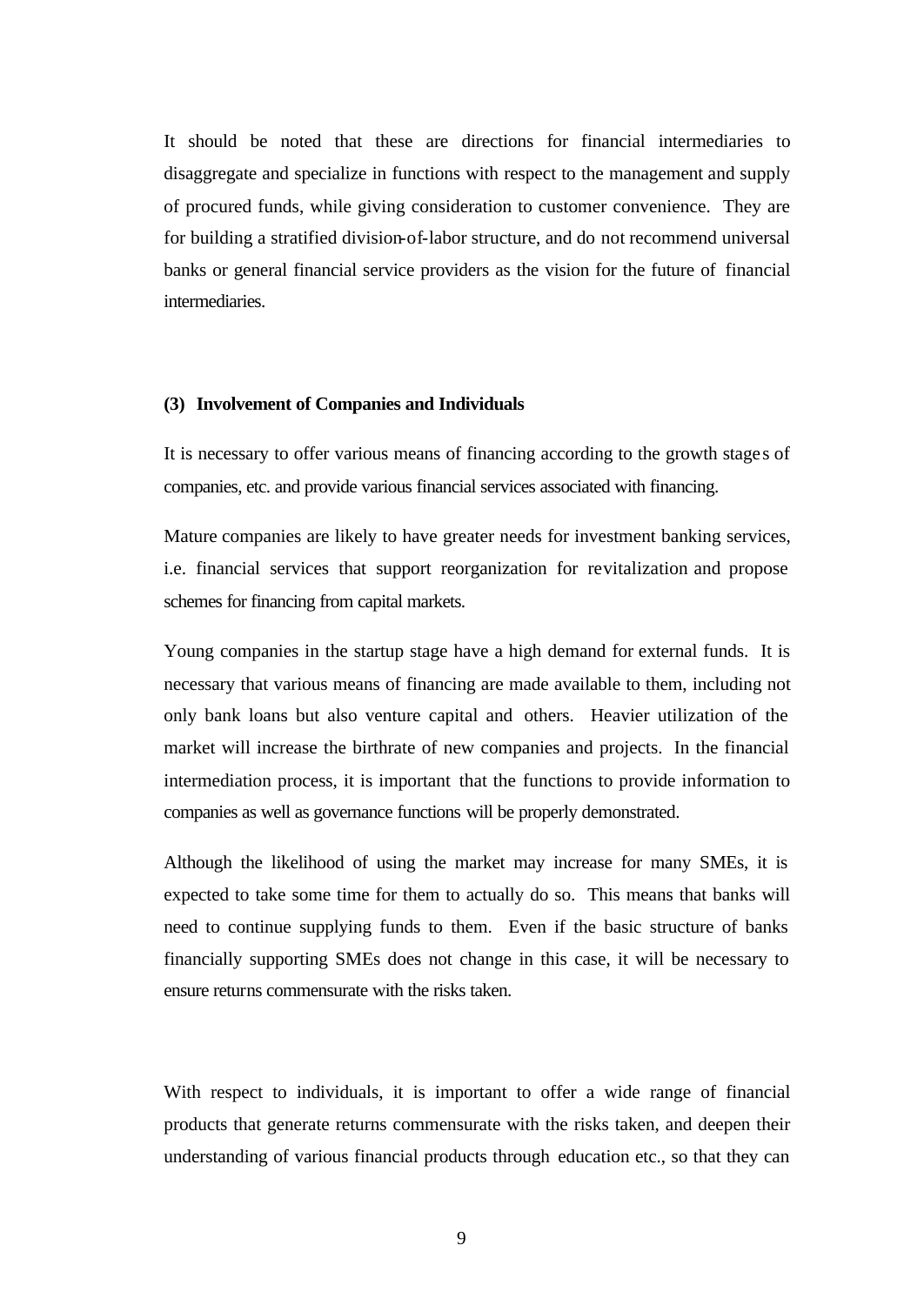It should be noted that these are directions for financial intermediaries to disaggregate and specialize in functions with respect to the management and supply of procured funds, while giving consideration to customer convenience. They are for building a stratified division-of-labor structure, and do not recommend universal banks or general financial service providers as the vision for the future of financial intermediaries.

### (3) Involvement of Companies and Individuals

It is necessary to offer various means of financing according to the growth stages of companies, etc. and provide various financial services associated with financing.

Mature companies are likely to have greater needs for investment banking services, i.e. financial services that support reorganization for revitalization and propose schemes for financing from capital markets.

Young companies in the startup stage have a high demand for external funds. It is necessary that various means of financing are made available to them, including not only bank loans but also venture capital and others. Heavier utilization of the market will increase the birthrate of new companies and projects. In the financial intermediation process, it is important that the functions to provide information to companies as well as governance functions will be properly demonstrated.

Although the likelihood of using the market may increase for many SMEs, it is expected to take some time for them to actually do so. This means that banks will need to continue supplying funds to them. Even if the basic structure of banks financially supporting SMEs does not change in this case, it will be necessary to ensure returns commensurate with the risks taken.

With respect to individuals, it is important to offer a wide range of financial products that generate returns commensurate with the risks taken, and deepen their understanding of various financial products through education etc., so that they can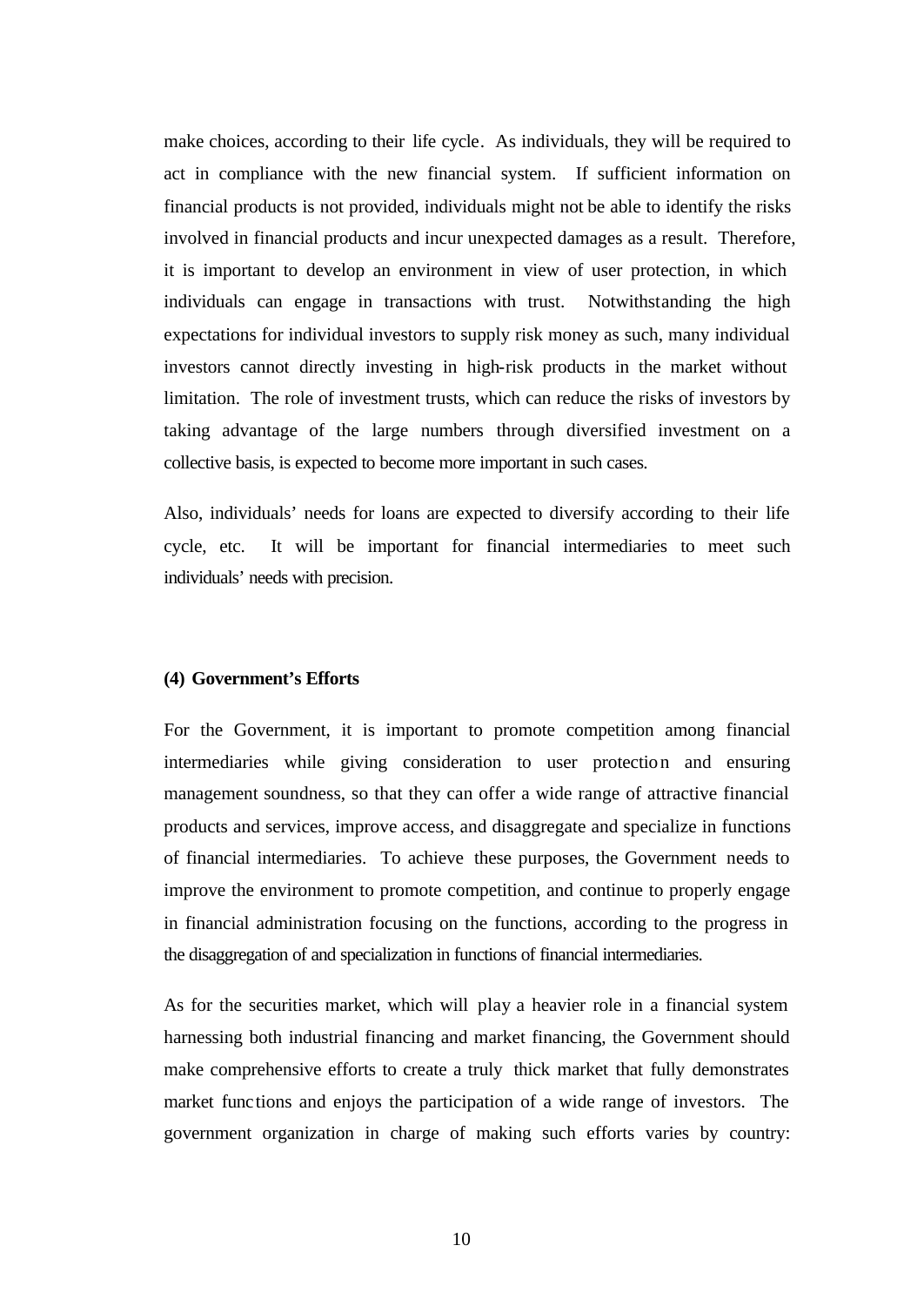make choices, according to their life cycle. As individuals, they will be required to act in compliance with the new financial system. If sufficient information on financial products is not provided, individuals might not be able to identify the risks involved in financial products and incur unexpected damages as a result. Therefore, it is important to develop an environment in view of user protection, in which individuals can engage in transactions with trust. Notwithstanding the high expectations for individual investors to supply risk money as such, many individual investors cannot directly investing in high-risk products in the market without limitation. The role of investment trusts, which can reduce the risks of investors by taking advantage of the large numbers through diversified investment on a collective basis, is expected to become more important in such cases.

Also, individuals' needs for loans are expected to diversify according to their life cycle, etc. It will be important for financial intermediaries to meet such individuals' needs with precision.

### (4) Government's Efforts

For the Government, it is important to promote competition among financial intermediaries while giving consideration to user protection and ensuring management soundness, so that they can offer a wide range of attractive financial products and services, improve access, and disaggregate and specialize in functions of financial intermediaries. To achieve these purposes, the Government needs to improve the environment to promote competition, and continue to properly engage in financial administration focusing on the functions, according to the progress in the disaggregation of and specialization in functions of financial intermediaries.

As for the securities market, which will play a heavier role in a financial system harnessing both industrial financing and market financing, the Government should make comprehensive efforts to create a truly thick market that fully demonstrates market functions and enjoys the participation of a wide range of investors. The government organization in charge of making such efforts varies by country: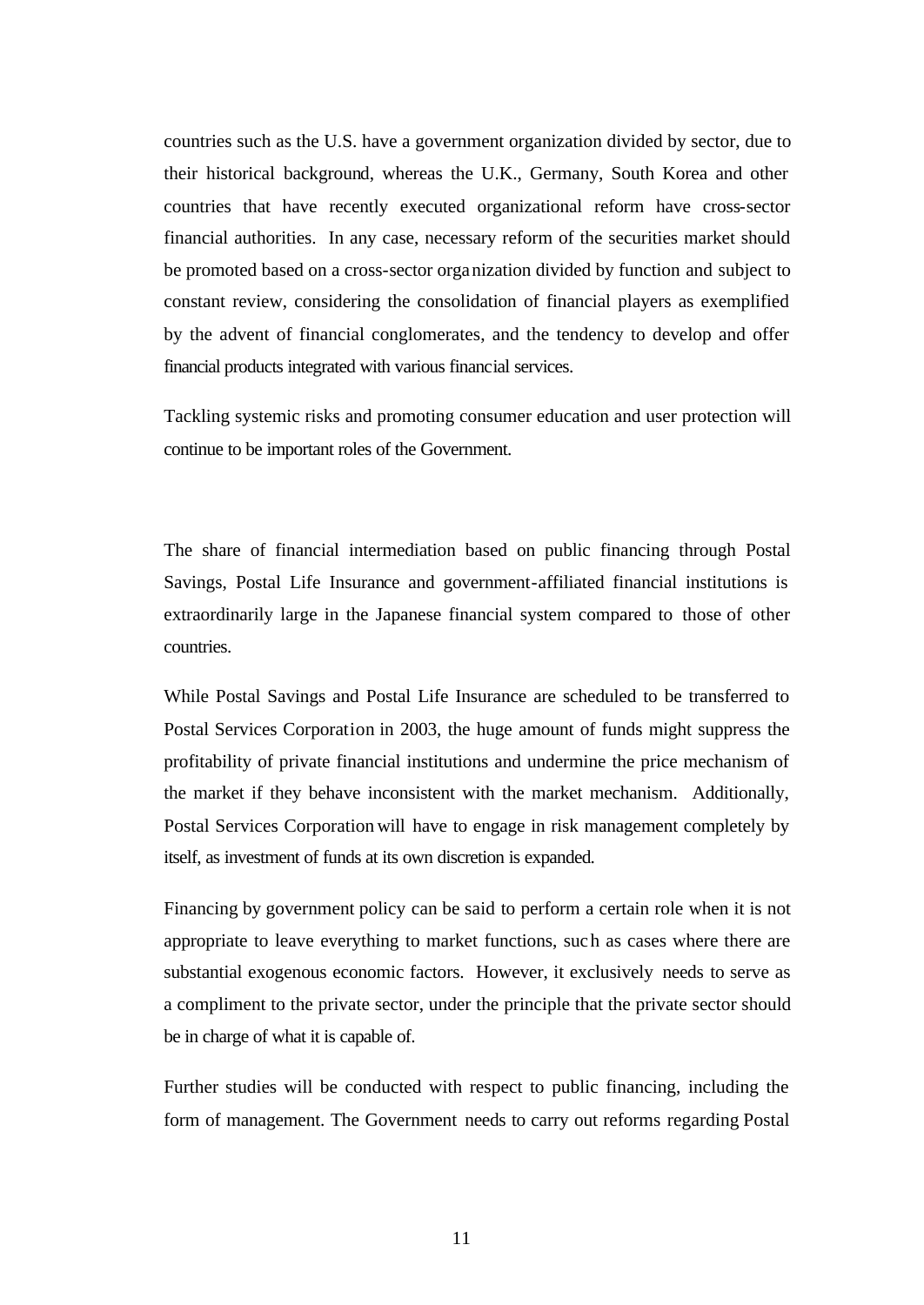countries such as the U.S. have a government organization divided by sector, due to their historical background, whereas the U.K., Germany, South Korea and other countries that have recently executed organizational reform have cross-sector financial authorities. In any case, necessary reform of the securities market should be promoted based on a cross-sector organization divided by function and subject to constant review, considering the consolidation of financial players as exemplified by the advent of financial conglomerates, and the tendency to develop and offer financial products integrated with various financial services.

Tackling systemic risks and promoting consumer education and user protection will continue to be important roles of the Government.

The share of financial intermediation based on public financing through Postal Savings, Postal Life Insurance and government-affiliated financial institutions is extraordinarily large in the Japanese financial system compared to those of other countries.

While Postal Savings and Postal Life Insurance are scheduled to be transferred to Postal Services Corporation in 2003, the huge amount of funds might suppress the profitability of private financial institutions and undermine the price mechanism of the market if they behave inconsistent with the market mechanism. Additionally, Postal Services Corporation will have to engage in risk management completely by itself, as investment of funds at its own discretion is expanded.

Financing by government policy can be said to perform a certain role when it is not appropriate to leave everything to market functions, such as cases where there are substantial exogenous economic factors. However, it exclusively needs to serve as a compliment to the private sector, under the principle that the private sector should be in charge of what it is capable of.

Further studies will be conducted with respect to public financing, including the form of management. The Government needs to carry out reforms regarding Postal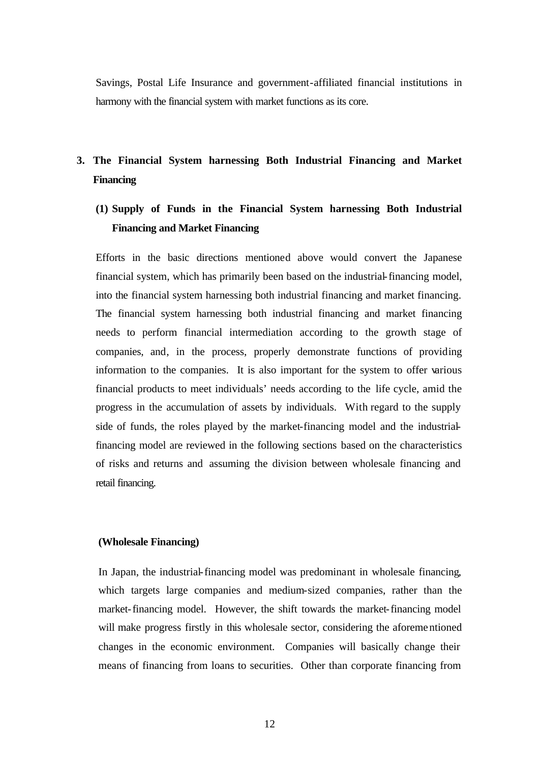Savings, Postal Life Insurance and government-affiliated financial institutions in harmony with the financial system with market functions as its core.

## 3. The Financial System harnessing Both Industrial Financing and Market Financing

### (1) Supply of Funds in the Financial System harnessing Both Industrial Financing and Market Financing

Efforts in the basic directions mentioned above would convert the Japanese financial system, which has primarily been based on the industrial-financing model, into the financial system harnessing both industrial financing and market financing. The financial system harnessing both industrial financing and market financing needs to perform financial intermediation according to the growth stage of companies, and, in the process, properly demonstrate functions of providing information to the companies. It is also important for the system to offer various financial products to meet individuals' needs according to the life cycle, amid the progress in the accumulation of assets by individuals. With regard to the supply side of funds, the roles played by the market-financing model and the industrial-financing model are reviewed in the following sections based on the characteristics of risks and returns and assuming the division between wholesale financing and retail financing.

**(Wholesale Financing)**

In Japan, the industrial-financing model was predominant in wholesale financing, which targets large companies and medium-sized companies, rather than the market-financing model. However, the shift towards the market-financing model will make progress firstly in this wholesale sector, considering the aforementioned changes in the economic environment. Companies will basically change their means of financing from loans to securities. Other than corporate financing from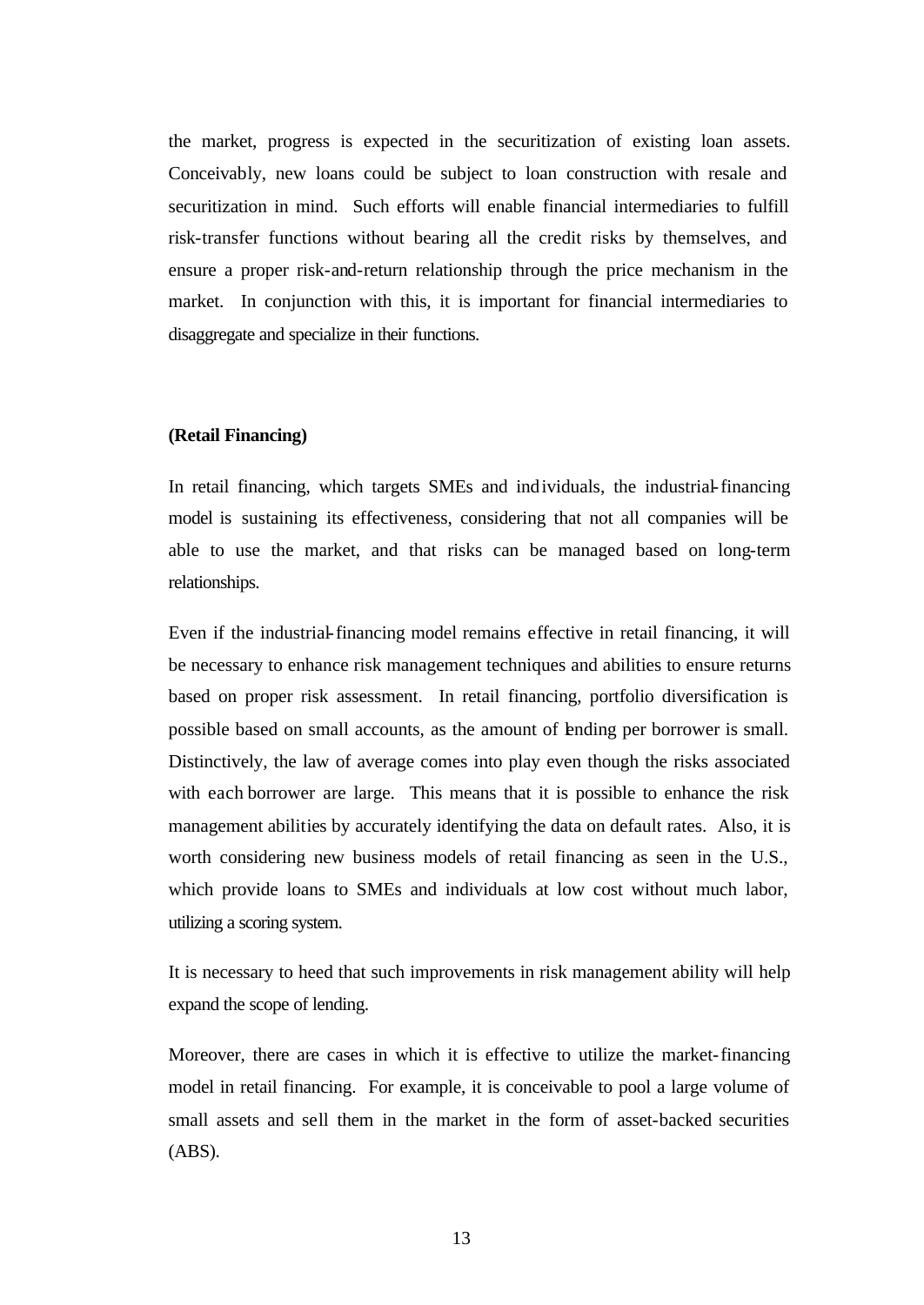the market, progress is expected in the securitization of existing loan assets. Conceivably, new loans could be subject to loan construction with resale and securitization in mind. Such efforts will enable financial intermediaries to fulfill risk-transfer functions without bearing all the credit risks by themselves, and ensure a proper risk-and-return relationship through the price mechanism in the market. In conjunction with this, it is important for financial intermediaries to disaggregate and specialize in their functions.

**(Retail Financing)**

In retail financing, which targets SMEs and individuals, the industrial-financing model is sustaining its effectiveness, considering that not all companies will be able to use the market, and that risks can be managed based on long-term relationships.

Even if the industrial-financing model remains effective in retail financing, it will be necessary to enhance risk management techniques and abilities to ensure returns based on proper risk assessment. In retail financing, portfolio diversification is possible based on small accounts, as the amount of lending per borrower is small. Distinctively, the law of average comes into play even though the risks associated with each borrower are large. This means that it is possible to enhance the risk management abilities by accurately identifying the data on default rates. Also, it is worth considering new business models of retail financing as seen in the U.S., which provide loans to SMEs and individuals at low cost without much labor, utilizing a scoring system.

It is necessary to heed that such improvements in risk management ability will help expand the scope of lending.

Moreover, there are cases in which it is effective to utilize the market-financing model in retail financing. For example, it is conceivable to pool a large volume of small assets and sell them in the market in the form of asset-backed securities (ABS).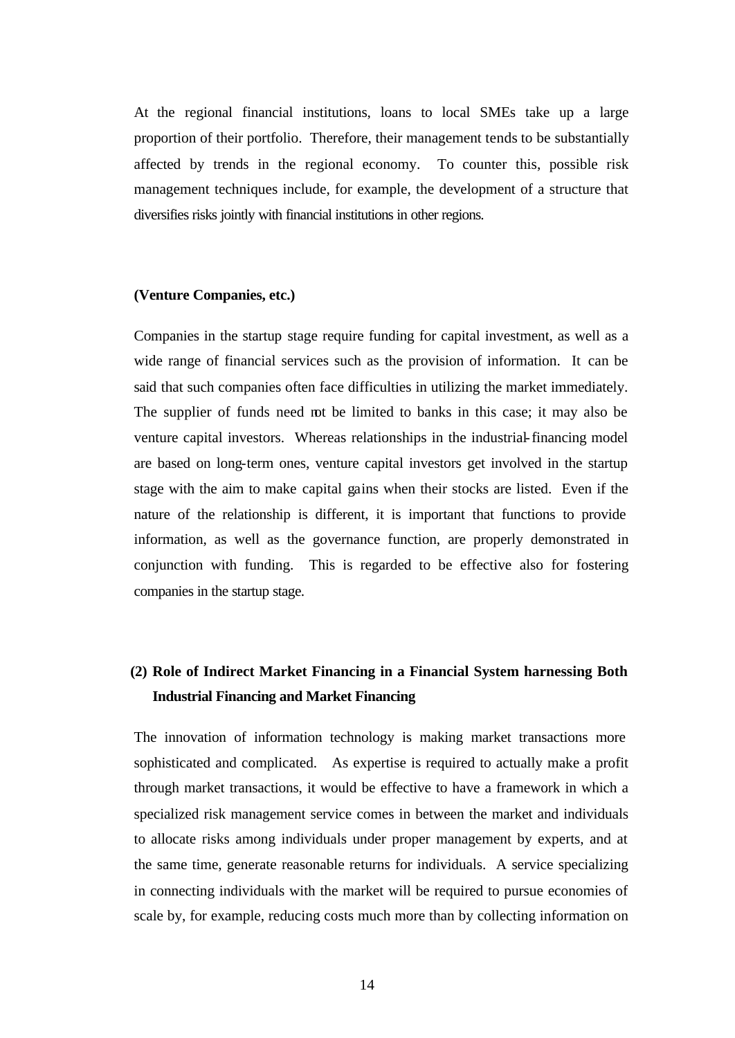At the regional financial institutions, loans to local SMEs take up a large proportion of their portfolio. Therefore, their management tends to be substantially affected by trends in the regional economy. To counter this, possible risk management techniques include, for example, the development of a structure that diversifies risks jointly with financial institutions in other regions.

**(Venture Companies, etc.)**

Companies in the startup stage require funding for capital investment, as well as a wide range of financial services such as the provision of information. It can be said that such companies often face difficulties in utilizing the market immediately. The supplier of funds need not be limited to banks in this case; it may also be venture capital investors. Whereas relationships in the industrial-financing model are based on long-term ones, venture capital investors get involved in the startup stage with the aim to make capital gains when their stocks are listed. Even if the nature of the relationship is different, it is important that functions to provide information, as well as the governance function, are properly demonstrated in conjunction with funding. This is regarded to be effective also for fostering companies in the startup stage.

### (2) Role of Indirect Market Financing in a Financial System harnessing Both Industrial Financing and Market Financing

The innovation of information technology is making market transactions more sophisticated and complicated. As expertise is required to actually make a profit through market transactions, it would be effective to have a framework in which a specialized risk management service comes in between the market and individuals to allocate risks among individuals under proper management by experts, and at the same time, generate reasonable returns for individuals. A service specializing in connecting individuals with the market will be required to pursue economies of scale by, for example, reducing costs much more than by collecting information on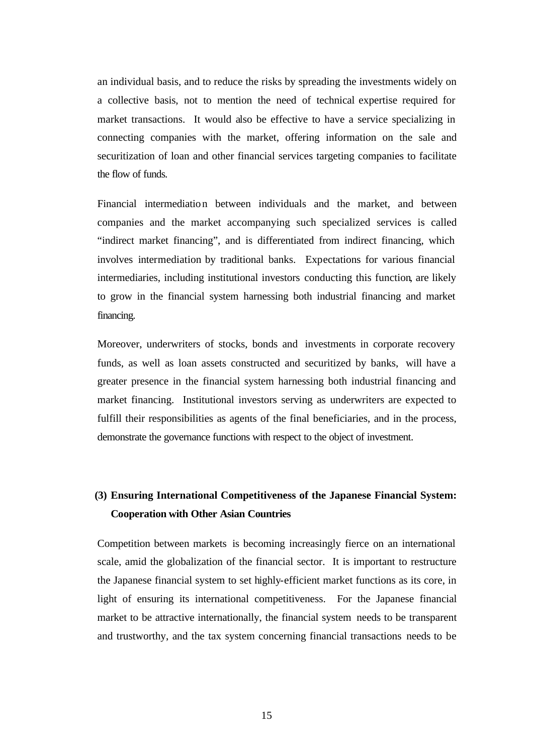an individual basis, and to reduce the risks by spreading the investments widely on a collective basis, not to mention the need of technical expertise required for market transactions. It would also be effective to have a service specializing in connecting companies with the market, offering information on the sale and securitization of loan and other financial services targeting companies to facilitate the flow of funds.

Financial intermediation between individuals and the market, and between companies and the market accompanying such specialized services is called "indirect market financing", and is differentiated from indirect financing, which involves intermediation by traditional banks. Expectations for various financial intermediaries, including institutional investors conducting this function, are likely to grow in the financial system harnessing both industrial financing and market financing.

Moreover, underwriters of stocks, bonds and investments in corporate recovery funds, as well as loan assets constructed and securitized by banks, will have a greater presence in the financial system harnessing both industrial financing and market financing. Institutional investors serving as underwriters are expected to fulfill their responsibilities as agents of the final beneficiaries, and in the process, demonstrate the governance functions with respect to the object of investment.

### (3) Ensuring International Competitiveness of the Japanese Financial System: Cooperation with Other Asian Countries

Competition between markets is becoming increasingly fierce on an international scale, amid the globalization of the financial sector. It is important to restructure the Japanese financial system to set highly-efficient market functions as its core, in light of ensuring its international competitiveness. For the Japanese financial market to be attractive internationally, the financial system needs to be transparent and trustworthy, and the tax system concerning financial transactions needs to be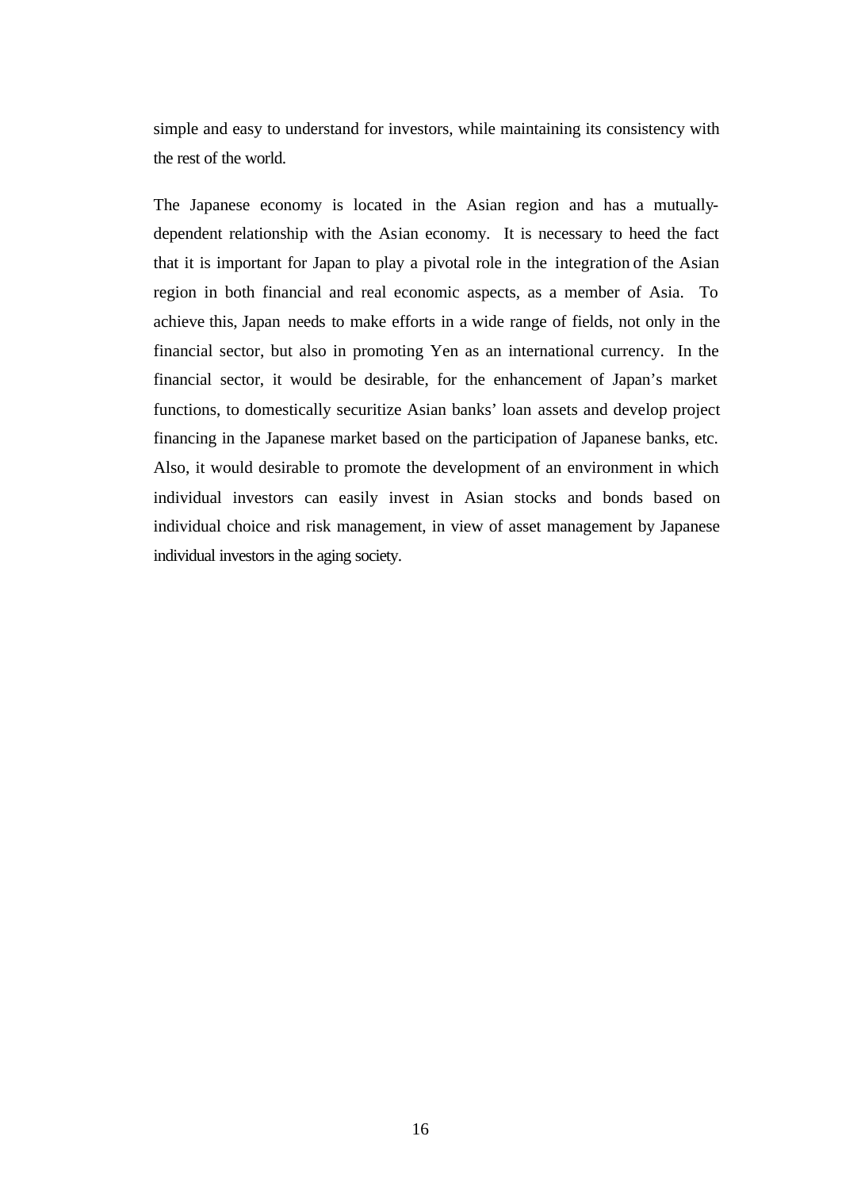simple and easy to understand for investors, while maintaining its consistency with the rest of the world.

The Japanese economy is located in the Asian region and has a mutually-dependent relationship with the Asian economy. It is necessary to heed the fact that it is important for Japan to play a pivotal role in the integration of the Asian region in both financial and real economic aspects, as a member of Asia. To achieve this, Japan needs to make efforts in a wide range of fields, not only in the financial sector, but also in promoting Yen as an international currency. In the financial sector, it would be desirable, for the enhancement of Japan's market functions, to domestically securitize Asian banks' loan assets and develop project financing in the Japanese market based on the participation of Japanese banks, etc. Also, it would desirable to promote the development of an environment in which individual investors can easily invest in Asian stocks and bonds based on individual choice and risk management, in view of asset management by Japanese individual investors in the aging society.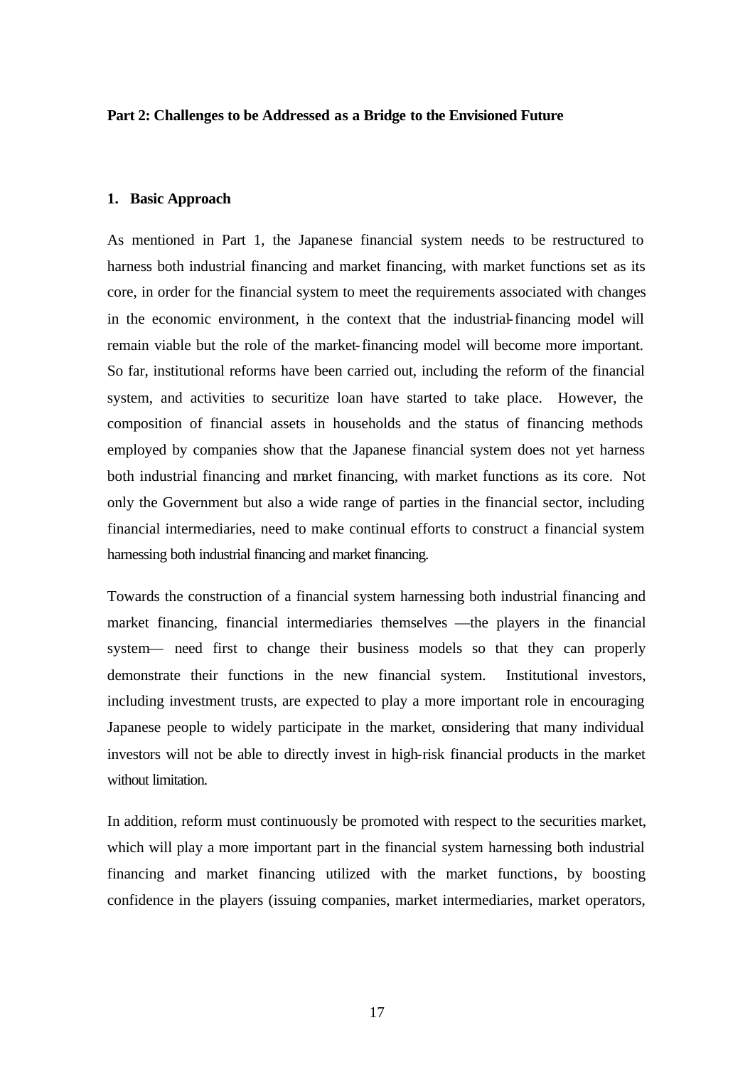**Part 2: Challenges to be Addressed as a Bridge to the Envisioned Future**

**1. Basic Approach**

As mentioned in Part 1, the Japanese financial system needs to be restructured to harness both industrial financing and market financing, with market functions set as its core, in order for the financial system to meet the requirements associated with changes in the economic environment, in the context that the industrial-financing model will remain viable but the role of the market-financing model will become more important. So far, institutional reforms have been carried out, including the reform of the financial system, and activities to securitize loan have started to take place. However, the composition of financial assets in households and the status of financing methods employed by companies show that the Japanese financial system does not yet harness both industrial financing and market financing, with market functions as its core. Not only the Government but also a wide range of parties in the financial sector, including financial intermediaries, need to make continual efforts to construct a financial system harnessing both industrial financing and market financing.

Towards the construction of a financial system harnessing both industrial financing and market financing, financial intermediaries themselves —the players in the financial system— need first to change their business models so that they can properly demonstrate their functions in the new financial system. Institutional investors, including investment trusts, are expected to play a more important role in encouraging Japanese people to widely participate in the market, considering that many individual investors will not be able to directly invest in high-risk financial products in the market without limitation.

In addition, reform must continuously be promoted with respect to the securities market, which will play a more important part in the financial system harnessing both industrial financing and market financing utilized with the market functions, by boosting confidence in the players (issuing companies, market intermediaries, market operators,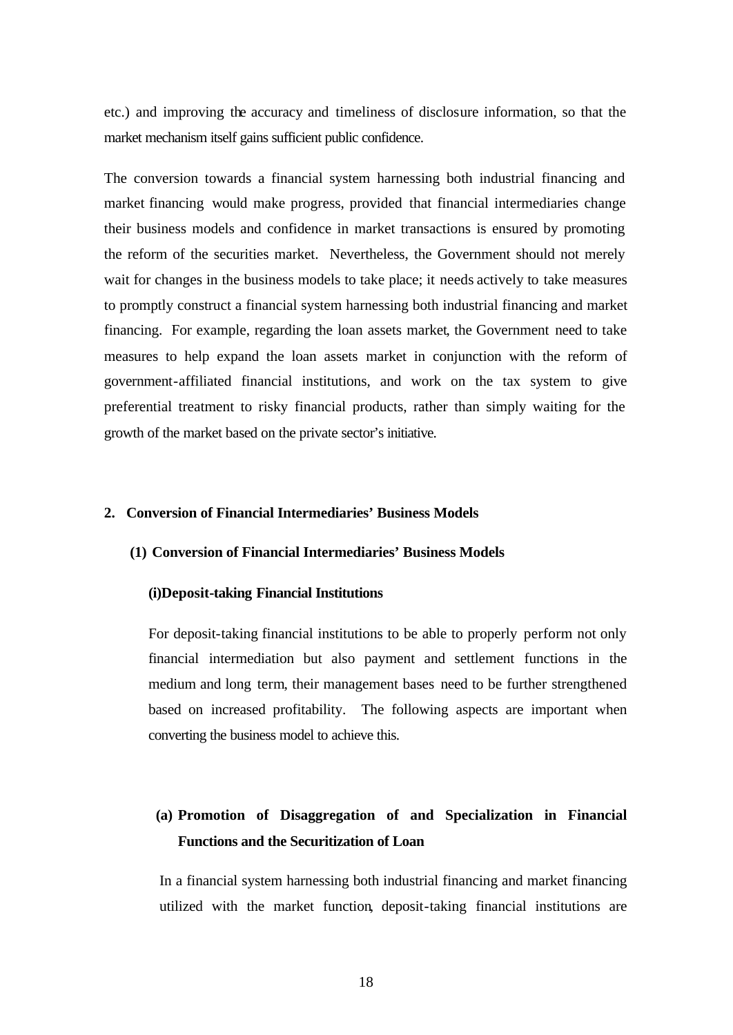etc.) and improving the accuracy and timeliness of disclosure information, so that the market mechanism itself gains sufficient public confidence.

The conversion towards a financial system harnessing both industrial financing and market financing would make progress, provided that financial intermediaries change their business models and confidence in market transactions is ensured by promoting the reform of the securities market. Nevertheless, the Government should not merely wait for changes in the business models to take place; it needs actively to take measures to promptly construct a financial system harnessing both industrial financing and market financing. For example, regarding the loan assets market, the Government need to take measures to help expand the loan assets market in conjunction with the reform of government-affiliated financial institutions, and work on the tax system to give preferential treatment to risky financial products, rather than simply waiting for the growth of the market based on the private sector's initiative.

## 2. Conversion of Financial Intermediaries' Business Models

### (1) Conversion of Financial Intermediaries' Business Models

#### (i)Deposit-taking Financial Institutions

For deposit-taking financial institutions to be able to properly perform not only financial intermediation but also payment and settlement functions in the medium and long term, their management bases need to be further strengthened based on increased profitability. The following aspects are important when converting the business model to achieve this.

#### (a) Promotion of Disaggregation of and Specialization in Financial Functions and the Securitization of Loan

In a financial system harnessing both industrial financing and market financing utilized with the market function, deposit-taking financial institutions are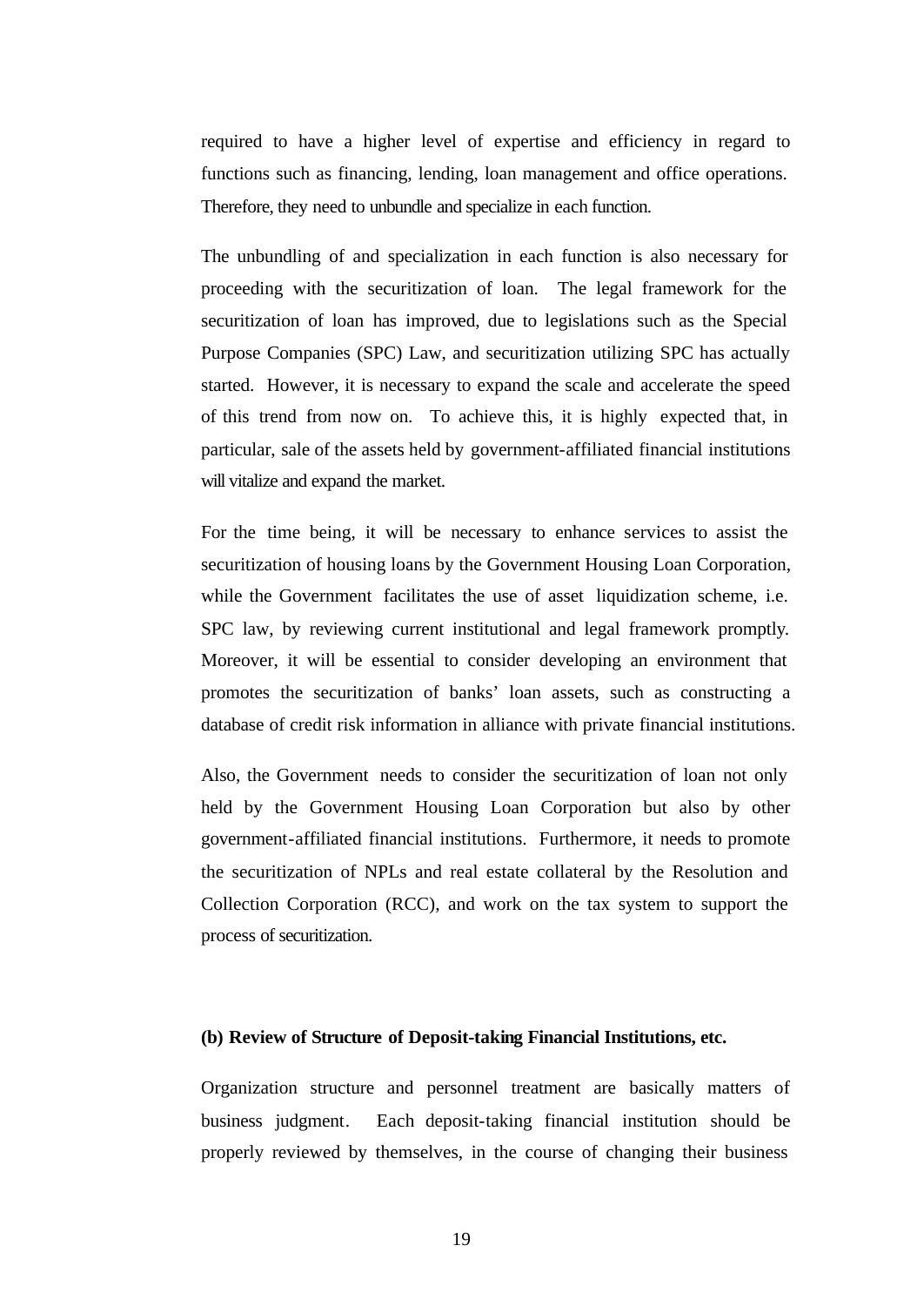required to have a higher level of expertise and efficiency in regard to functions such as financing, lending, loan management and office operations. Therefore, they need to unbundle and specialize in each function.

The unbundling of and specialization in each function is also necessary for proceeding with the securitization of loan. The legal framework for the securitization of loan has improved, due to legislations such as the Special Purpose Companies (SPC) Law, and securitization utilizing SPC has actually started. However, it is necessary to expand the scale and accelerate the speed of this trend from now on. To achieve this, it is highly expected that, in particular, sale of the assets held by government-affiliated financial institutions will vitalize and expand the market.

For the time being, it will be necessary to enhance services to assist the securitization of housing loans by the Government Housing Loan Corporation, while the Government facilitates the use of asset liquidization scheme, i.e. SPC law, by reviewing current institutional and legal framework promptly. Moreover, it will be essential to consider developing an environment that promotes the securitization of banks' loan assets, such as constructing a database of credit risk information in alliance with private financial institutions.

Also, the Government needs to consider the securitization of loan not only held by the Government Housing Loan Corporation but also by other government-affiliated financial institutions. Furthermore, it needs to promote the securitization of NPLs and real estate collateral by the Resolution and Collection Corporation (RCC), and work on the tax system to support the process of securitization.

**(b) Review of Structure of Deposit-taking Financial Institutions, etc.**

Organization structure and personnel treatment are basically matters of business judgment. Each deposit-taking financial institution should be properly reviewed by themselves, in the course of changing their business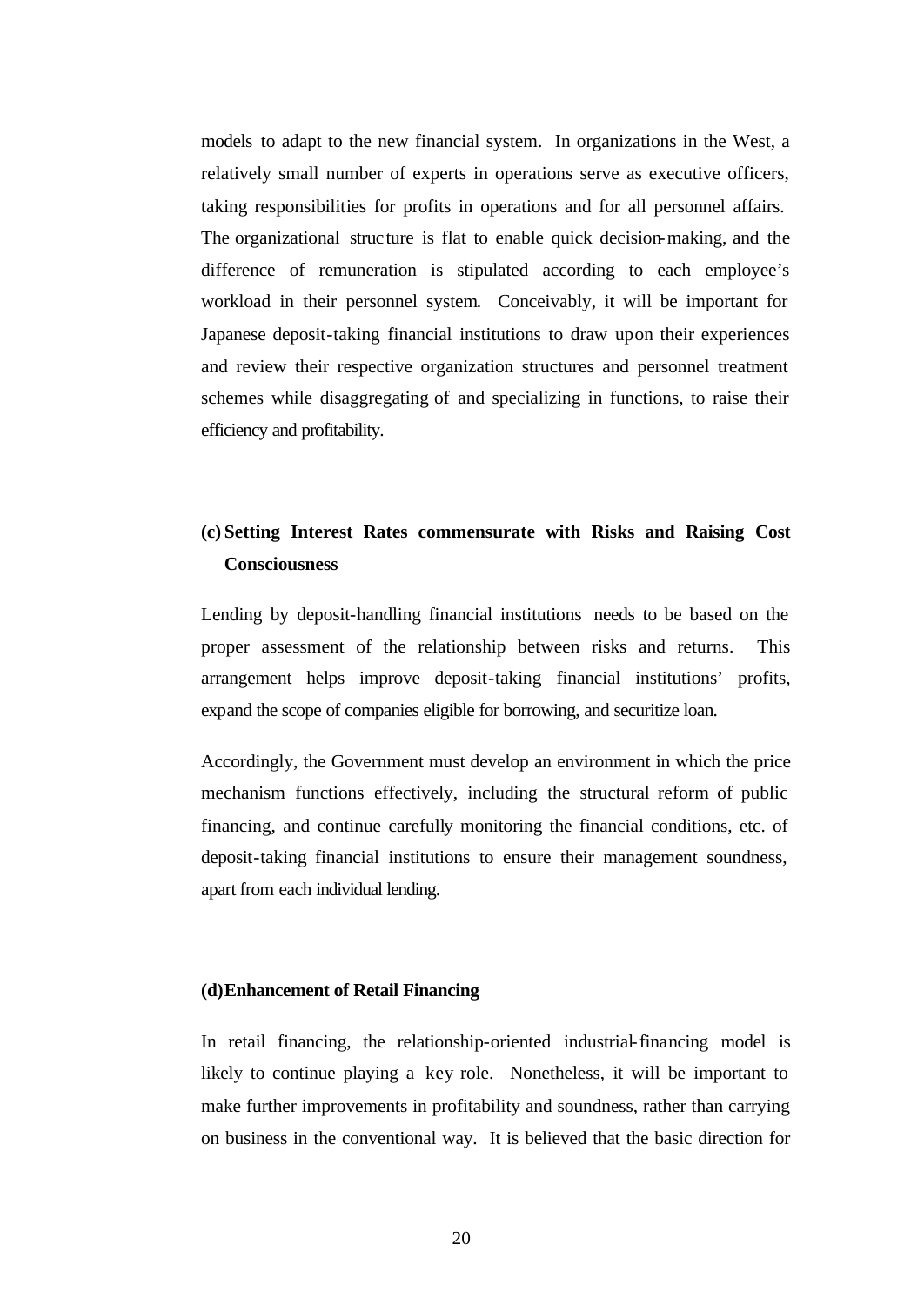models to adapt to the new financial system. In organizations in the West, a relatively small number of experts in operations serve as executive officers, taking responsibilities for profits in operations and for all personnel affairs. The organizational structure is flat to enable quick decision-making, and the difference of remuneration is stipulated according to each employee's workload in their personnel system. Conceivably, it will be important for Japanese deposit-taking financial institutions to draw upon their experiences and review their respective organization structures and personnel treatment schemes while disaggregating of and specializing in functions, to raise their efficiency and profitability.

### (c) Setting Interest Rates commensurate with Risks and Raising Cost Consciousness

Lending by deposit-handling financial institutions needs to be based on the proper assessment of the relationship between risks and returns. This arrangement helps improve deposit-taking financial institutions' profits, expand the scope of companies eligible for borrowing, and securitize loan.

Accordingly, the Government must develop an environment in which the price mechanism functions effectively, including the structural reform of public financing, and continue carefully monitoring the financial conditions, etc. of deposit-taking financial institutions to ensure their management soundness, apart from each individual lending.

### (d) Enhancement of Retail Financing

In retail financing, the relationship-oriented industrial-financing model is likely to continue playing a key role. Nonetheless, it will be important to make further improvements in profitability and soundness, rather than carrying on business in the conventional way. It is believed that the basic direction for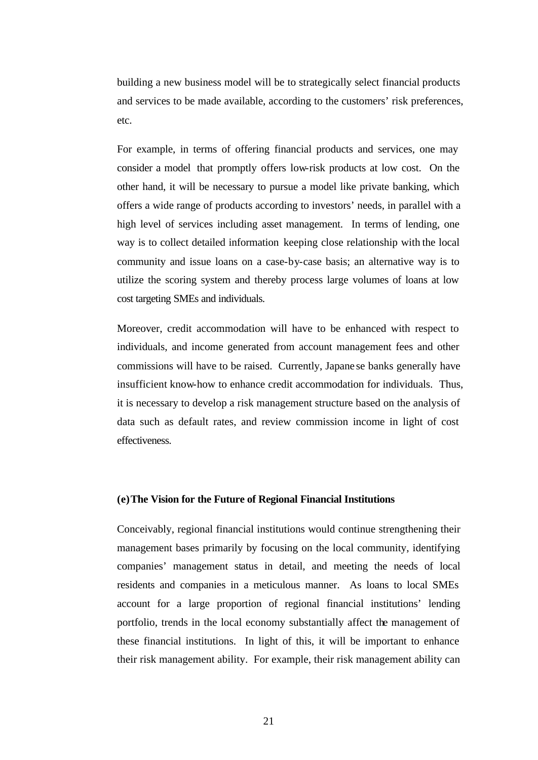building a new business model will be to strategically select financial products and services to be made available, according to the customers' risk preferences, etc.

For example, in terms of offering financial products and services, one may consider a model that promptly offers low-risk products at low cost. On the other hand, it will be necessary to pursue a model like private banking, which offers a wide range of products according to investors' needs, in parallel with a high level of services including asset management. In terms of lending, one way is to collect detailed information keeping close relationship with the local community and issue loans on a case-by-case basis; an alternative way is to utilize the scoring system and thereby process large volumes of loans at low cost targeting SMEs and individuals.

Moreover, credit accommodation will have to be enhanced with respect to individuals, and income generated from account management fees and other commissions will have to be raised. Currently, Japanese banks generally have insufficient know-how to enhance credit accommodation for individuals. Thus, it is necessary to develop a risk management structure based on the analysis of data such as default rates, and review commission income in light of cost effectiveness.

#### (e) The Vision for the Future of Regional Financial Institutions

Conceivably, regional financial institutions would continue strengthening their management bases primarily by focusing on the local community, identifying companies' management status in detail, and meeting the needs of local residents and companies in a meticulous manner. As loans to local SMEs account for a large proportion of regional financial institutions' lending portfolio, trends in the local economy substantially affect the management of these financial institutions. In light of this, it will be important to enhance their risk management ability. For example, their risk management ability can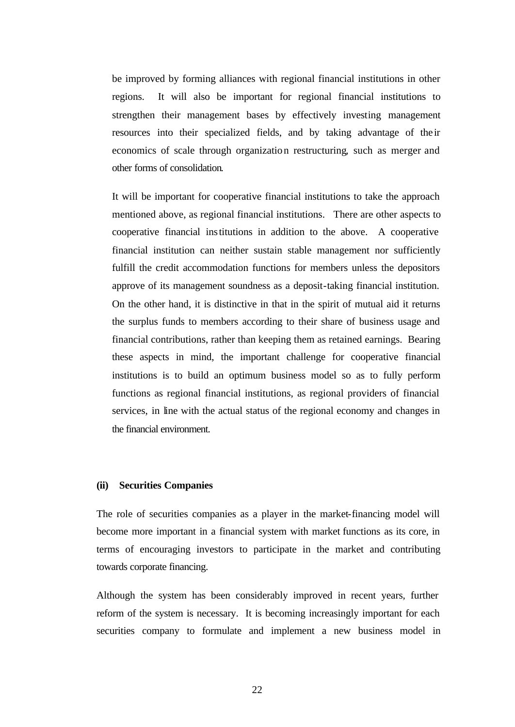be improved by forming alliances with regional financial institutions in other regions. It will also be important for regional financial institutions to strengthen their management bases by effectively investing management resources into their specialized fields, and by taking advantage of their economics of scale through organization restructuring, such as merger and other forms of consolidation.

It will be important for cooperative financial institutions to take the approach mentioned above, as regional financial institutions. There are other aspects to cooperative financial institutions in addition to the above. A cooperative financial institution can neither sustain stable management nor sufficiently fulfill the credit accommodation functions for members unless the depositors approve of its management soundness as a deposit-taking financial institution. On the other hand, it is distinctive in that in the spirit of mutual aid it returns the surplus funds to members according to their share of business usage and financial contributions, rather than keeping them as retained earnings. Bearing these aspects in mind, the important challenge for cooperative financial institutions is to build an optimum business model so as to fully perform functions as regional financial institutions, as regional providers of financial services, in line with the actual status of the regional economy and changes in the financial environment.

**(ii) Securities Companies**

The role of securities companies as a player in the market-financing model will become more important in a financial system with market functions as its core, in terms of encouraging investors to participate in the market and contributing towards corporate financing.

Although the system has been considerably improved in recent years, further reform of the system is necessary. It is becoming increasingly important for each securities company to formulate and implement a new business model in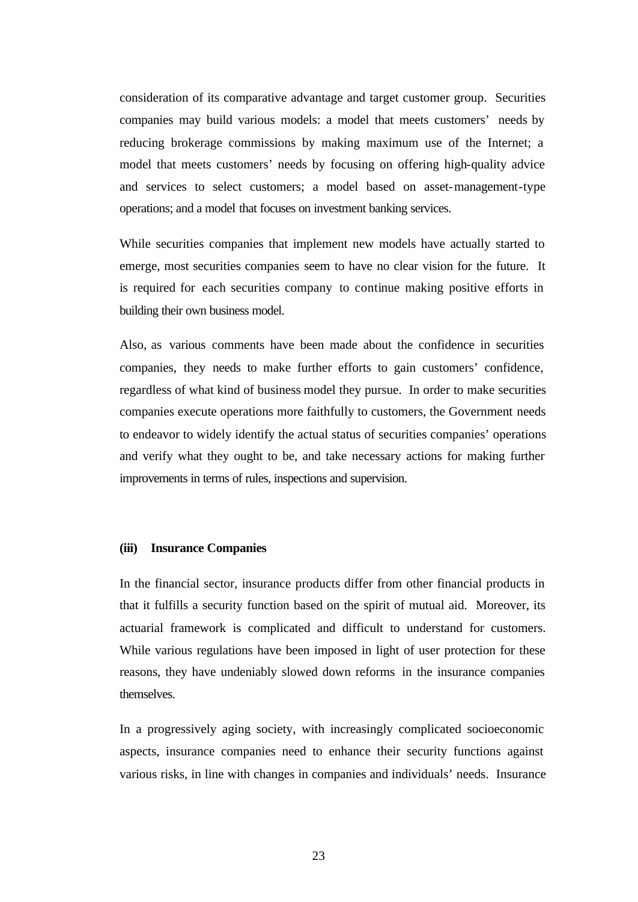consideration of its comparative advantage and target customer group. Securities companies may build various models: a model that meets customers' needs by reducing brokerage commissions by making maximum use of the Internet; a model that meets customers' needs by focusing on offering high-quality advice and services to select customers; a model based on asset-management-type operations; and a model that focuses on investment banking services.

While securities companies that implement new models have actually started to emerge, most securities companies seem to have no clear vision for the future. It is required for each securities company to continue making positive efforts in building their own business model.

Also, as various comments have been made about the confidence in securities companies, they needs to make further efforts to gain customers' confidence, regardless of what kind of business model they pursue. In order to make securities companies execute operations more faithfully to customers, the Government needs to endeavor to widely identify the actual status of securities companies' operations and verify what they ought to be, and take necessary actions for making further improvements in terms of rules, inspections and supervision.

**(iii) Insurance Companies**

In the financial sector, insurance products differ from other financial products in that it fulfills a security function based on the spirit of mutual aid. Moreover, its actuarial framework is complicated and difficult to understand for customers. While various regulations have been imposed in light of user protection for these reasons, they have undeniably slowed down reforms in the insurance companies themselves.

In a progressively aging society, with increasingly complicated socioeconomic aspects, insurance companies need to enhance their security functions against various risks, in line with changes in companies and individuals' needs. Insurance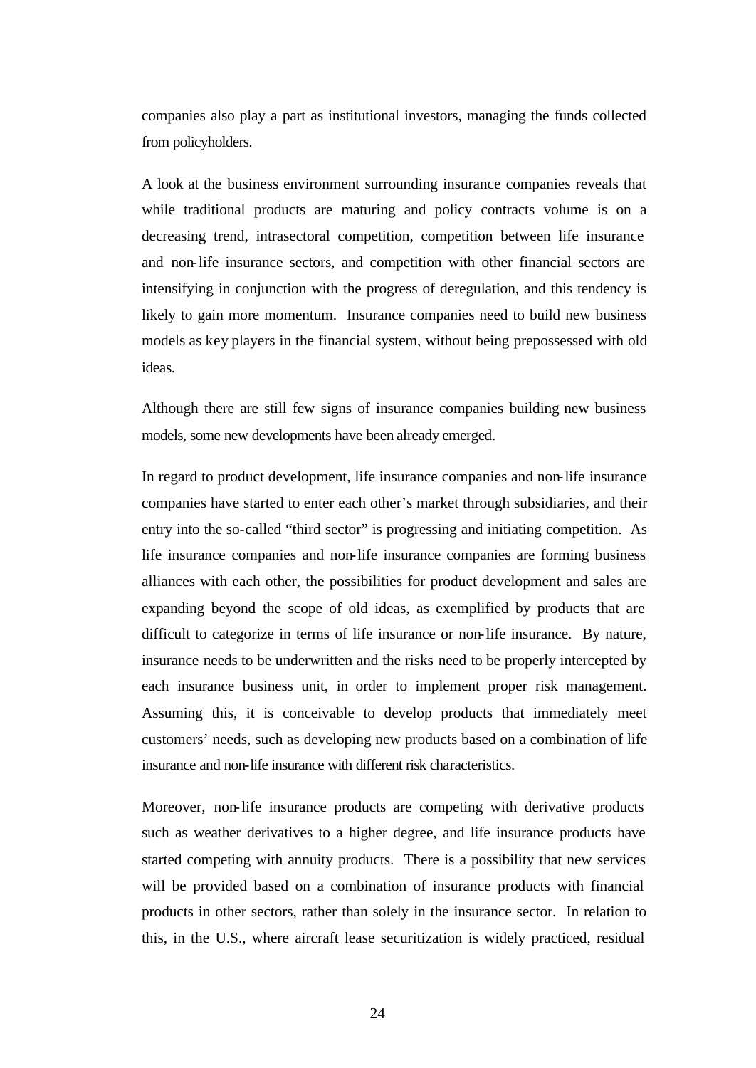companies also play a part as institutional investors, managing the funds collected from policyholders.

A look at the business environment surrounding insurance companies reveals that while traditional products are maturing and policy contracts volume is on a decreasing trend, intrasectoral competition, competition between life insurance and non-life insurance sectors, and competition with other financial sectors are intensifying in conjunction with the progress of deregulation, and this tendency is likely to gain more momentum. Insurance companies need to build new business models as key players in the financial system, without being prepossessed with old ideas.

Although there are still few signs of insurance companies building new business models, some new developments have been already emerged.

In regard to product development, life insurance companies and non-life insurance companies have started to enter each other's market through subsidiaries, and their entry into the so-called "third sector" is progressing and initiating competition. As life insurance companies and non-life insurance companies are forming business alliances with each other, the possibilities for product development and sales are expanding beyond the scope of old ideas, as exemplified by products that are difficult to categorize in terms of life insurance or non-life insurance. By nature, insurance needs to be underwritten and the risks need to be properly intercepted by each insurance business unit, in order to implement proper risk management. Assuming this, it is conceivable to develop products that immediately meet customers' needs, such as developing new products based on a combination of life insurance and non-life insurance with different risk characteristics.

Moreover, non-life insurance products are competing with derivative products such as weather derivatives to a higher degree, and life insurance products have started competing with annuity products. There is a possibility that new services will be provided based on a combination of insurance products with financial products in other sectors, rather than solely in the insurance sector. In relation to this, in the U.S., where aircraft lease securitization is widely practiced, residual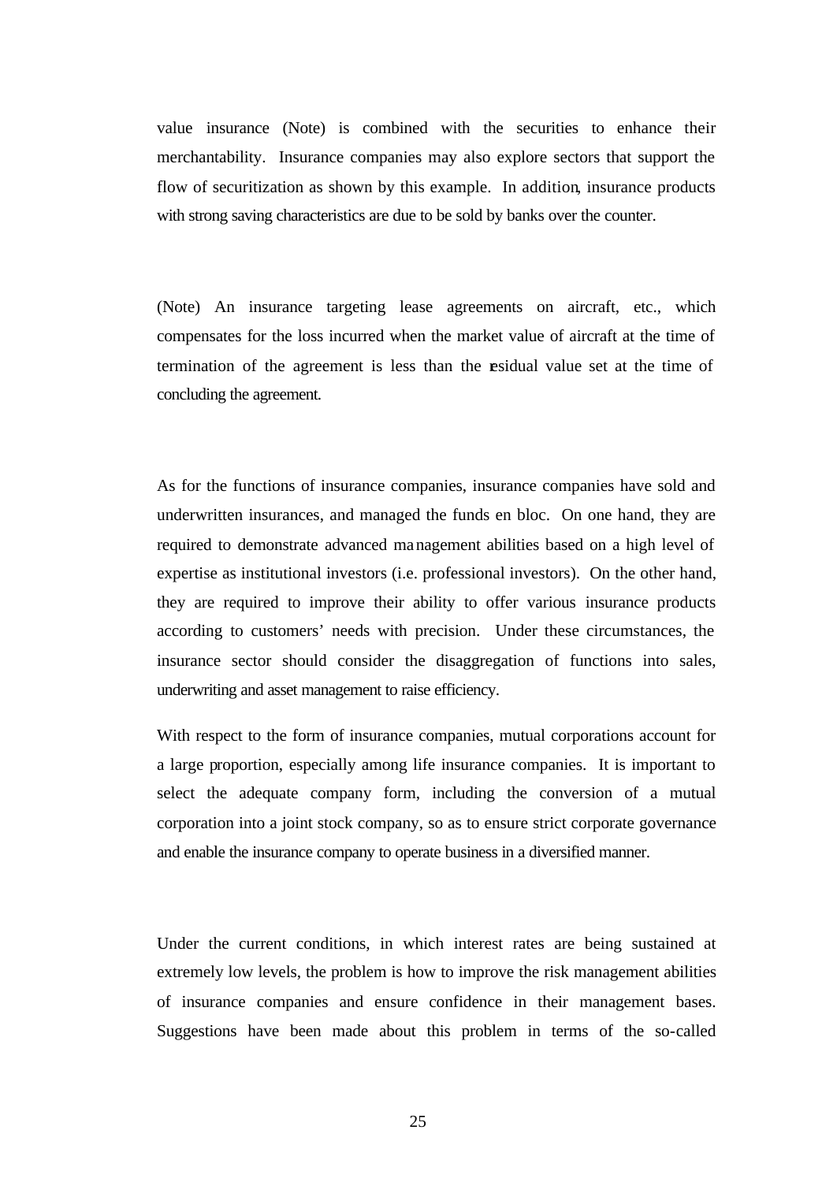value insurance (Note) is combined with the securities to enhance their merchantability. Insurance companies may also explore sectors that support the flow of securitization as shown by this example. In addition, insurance products with strong saving characteristics are due to be sold by banks over the counter.

(Note) An insurance targeting lease agreements on aircraft, etc., which compensates for the loss incurred when the market value of aircraft at the time of termination of the agreement is less than the residual value set at the time of concluding the agreement.

As for the functions of insurance companies, insurance companies have sold and underwritten insurances, and managed the funds en bloc. On one hand, they are required to demonstrate advanced management abilities based on a high level of expertise as institutional investors (i.e. professional investors). On the other hand, they are required to improve their ability to offer various insurance products according to customers' needs with precision. Under these circumstances, the insurance sector should consider the disaggregation of functions into sales, underwriting and asset management to raise efficiency.

With respect to the form of insurance companies, mutual corporations account for a large proportion, especially among life insurance companies. It is important to select the adequate company form, including the conversion of a mutual corporation into a joint stock company, so as to ensure strict corporate governance and enable the insurance company to operate business in a diversified manner.

Under the current conditions, in which interest rates are being sustained at extremely low levels, the problem is how to improve the risk management abilities of insurance companies and ensure confidence in their management bases. Suggestions have been made about this problem in terms of the so-called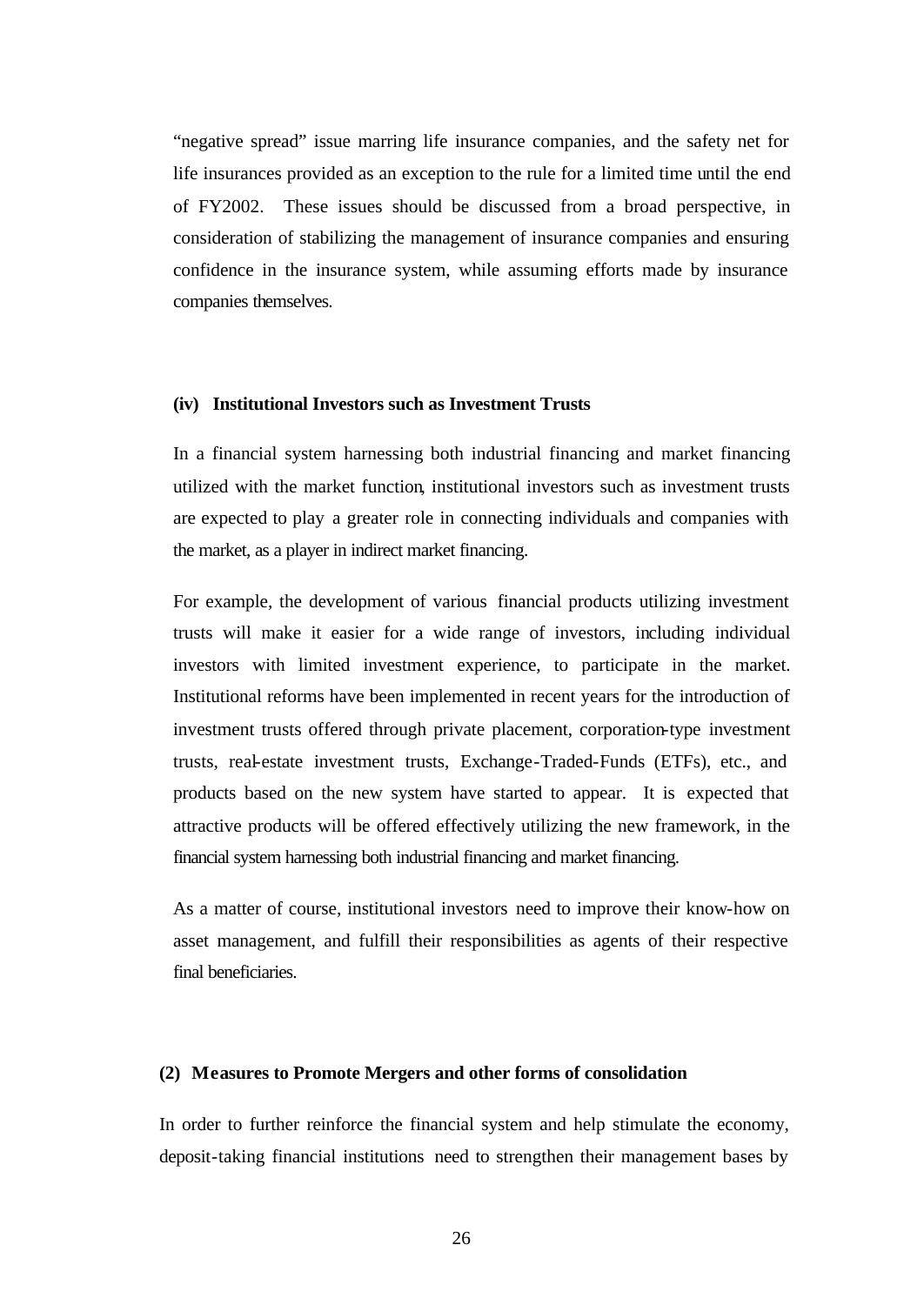"negative spread" issue marring life insurance companies, and the safety net for life insurances provided as an exception to the rule for a limited time until the end of FY2002. These issues should be discussed from a broad perspective, in consideration of stabilizing the management of insurance companies and ensuring confidence in the insurance system, while assuming efforts made by insurance companies themselves.

#### (iv) Institutional Investors such as Investment Trusts

In a financial system harnessing both industrial financing and market financing utilized with the market function, institutional investors such as investment trusts are expected to play a greater role in connecting individuals and companies with the market, as a player in indirect market financing.

For example, the development of various financial products utilizing investment trusts will make it easier for a wide range of investors, including individual investors with limited investment experience, to participate in the market. Institutional reforms have been implemented in recent years for the introduction of investment trusts offered through private placement, corporation-type investment trusts, real-estate investment trusts, Exchange-Traded-Funds (ETFs), etc., and products based on the new system have started to appear. It is expected that attractive products will be offered effectively utilizing the new framework, in the financial system harnessing both industrial financing and market financing.

As a matter of course, institutional investors need to improve their know-how on asset management, and fulfill their responsibilities as agents of their respective final beneficiaries.

### (2) Measures to Promote Mergers and other forms of consolidation

In order to further reinforce the financial system and help stimulate the economy, deposit-taking financial institutions need to strengthen their management bases by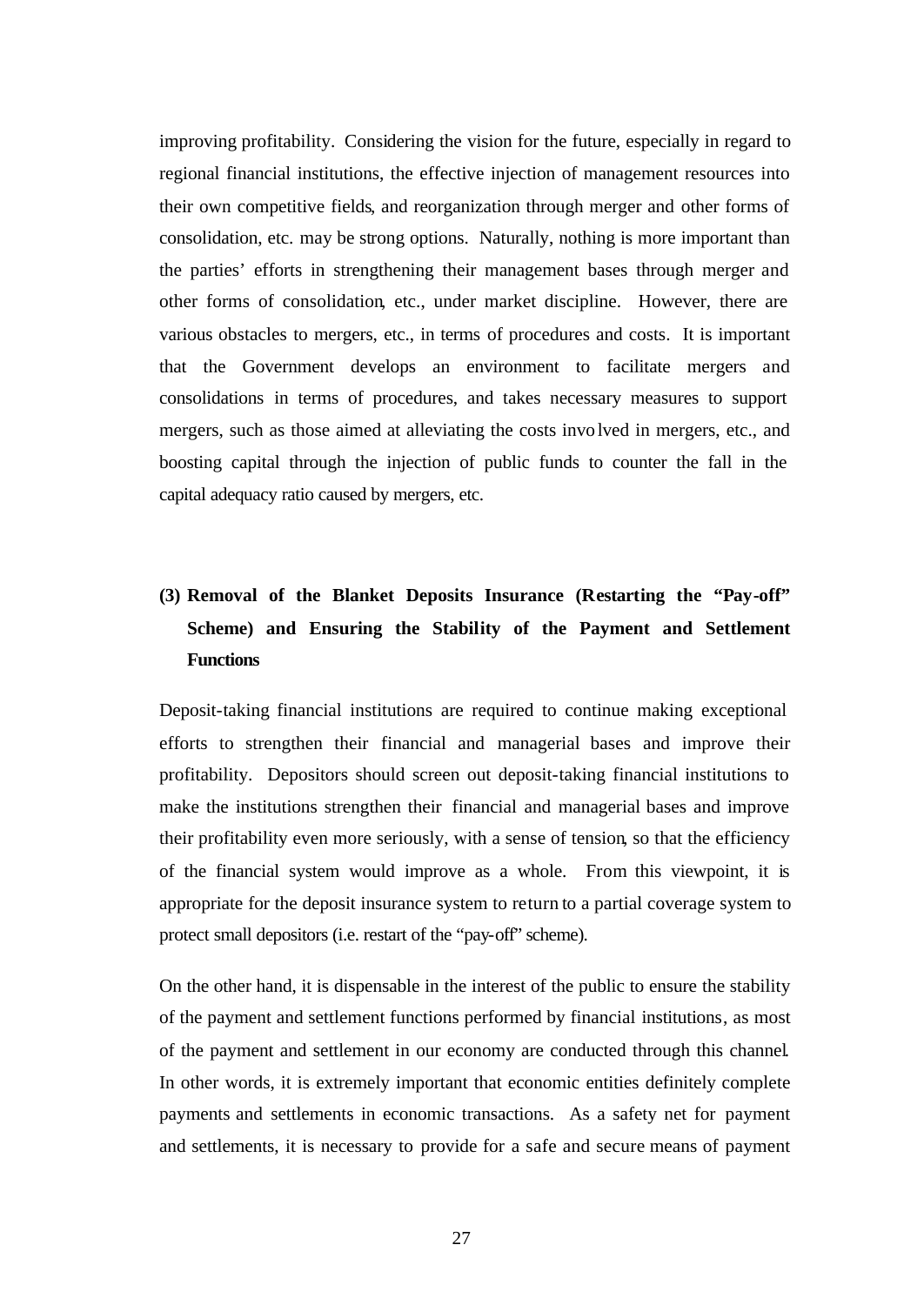improving profitability. Considering the vision for the future, especially in regard to regional financial institutions, the effective injection of management resources into their own competitive fields, and reorganization through merger and other forms of consolidation, etc. may be strong options. Naturally, nothing is more important than the parties' efforts in strengthening their management bases through merger and other forms of consolidation, etc., under market discipline. However, there are various obstacles to mergers, etc., in terms of procedures and costs. It is important that the Government develops an environment to facilitate mergers and consolidations in terms of procedures, and takes necessary measures to support mergers, such as those aimed at alleviating the costs involved in mergers, etc., and boosting capital through the injection of public funds to counter the fall in the capital adequacy ratio caused by mergers, etc.

### (3) Removal of the Blanket Deposits Insurance (Restarting the "Pay-off" Scheme) and Ensuring the Stability of the Payment and Settlement Functions

Deposit-taking financial institutions are required to continue making exceptional efforts to strengthen their financial and managerial bases and improve their profitability. Depositors should screen out deposit-taking financial institutions to make the institutions strengthen their financial and managerial bases and improve their profitability even more seriously, with a sense of tension, so that the efficiency of the financial system would improve as a whole. From this viewpoint, it is appropriate for the deposit insurance system to return to a partial coverage system to protect small depositors (i.e. restart of the "pay-off" scheme).

On the other hand, it is dispensable in the interest of the public to ensure the stability of the payment and settlement functions performed by financial institutions, as most of the payment and settlement in our economy are conducted through this channel. In other words, it is extremely important that economic entities definitely complete payments and settlements in economic transactions. As a safety net for payment and settlements, it is necessary to provide for a safe and secure means of payment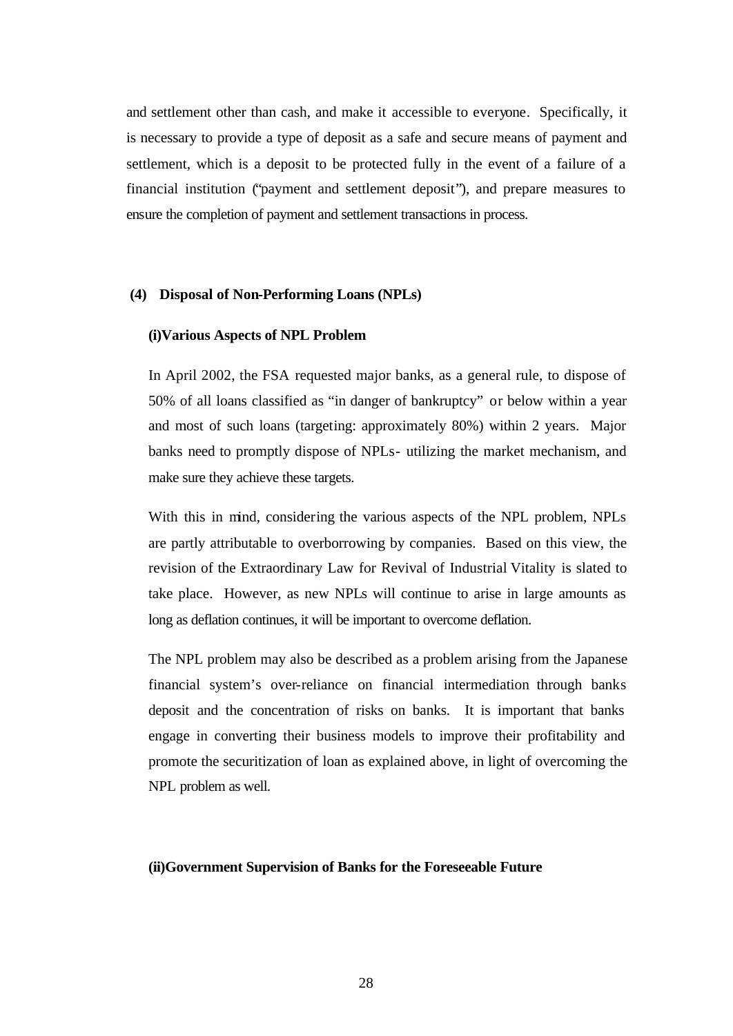and settlement other than cash, and make it accessible to everyone. Specifically, it is necessary to provide a type of deposit as a safe and secure means of payment and settlement, which is a deposit to be protected fully in the event of a failure of a financial institution ("payment and settlement deposit"), and prepare measures to ensure the completion of payment and settlement transactions in process.

### (4) Disposal of Non-Performing Loans (NPLs)

#### (i)Various Aspects of NPL Problem

In April 2002, the FSA requested major banks, as a general rule, to dispose of 50% of all loans classified as "in danger of bankruptcy" or below within a year and most of such loans (targeting: approximately 80%) within 2 years. Major banks need to promptly dispose of NPLs- utilizing the market mechanism, and make sure they achieve these targets.

With this in mind, considering the various aspects of the NPL problem, NPLs are partly attributable to overborrowing by companies. Based on this view, the revision of the Extraordinary Law for Revival of Industrial Vitality is slated to take place. However, as new NPLs will continue to arise in large amounts as long as deflation continues, it will be important to overcome deflation.

The NPL problem may also be described as a problem arising from the Japanese financial system's over-reliance on financial intermediation through banks deposit and the concentration of risks on banks. It is important that banks engage in converting their business models to improve their profitability and promote the securitization of loan as explained above, in light of overcoming the NPL problem as well.

#### (ii)Government Supervision of Banks for the Foreseeable Future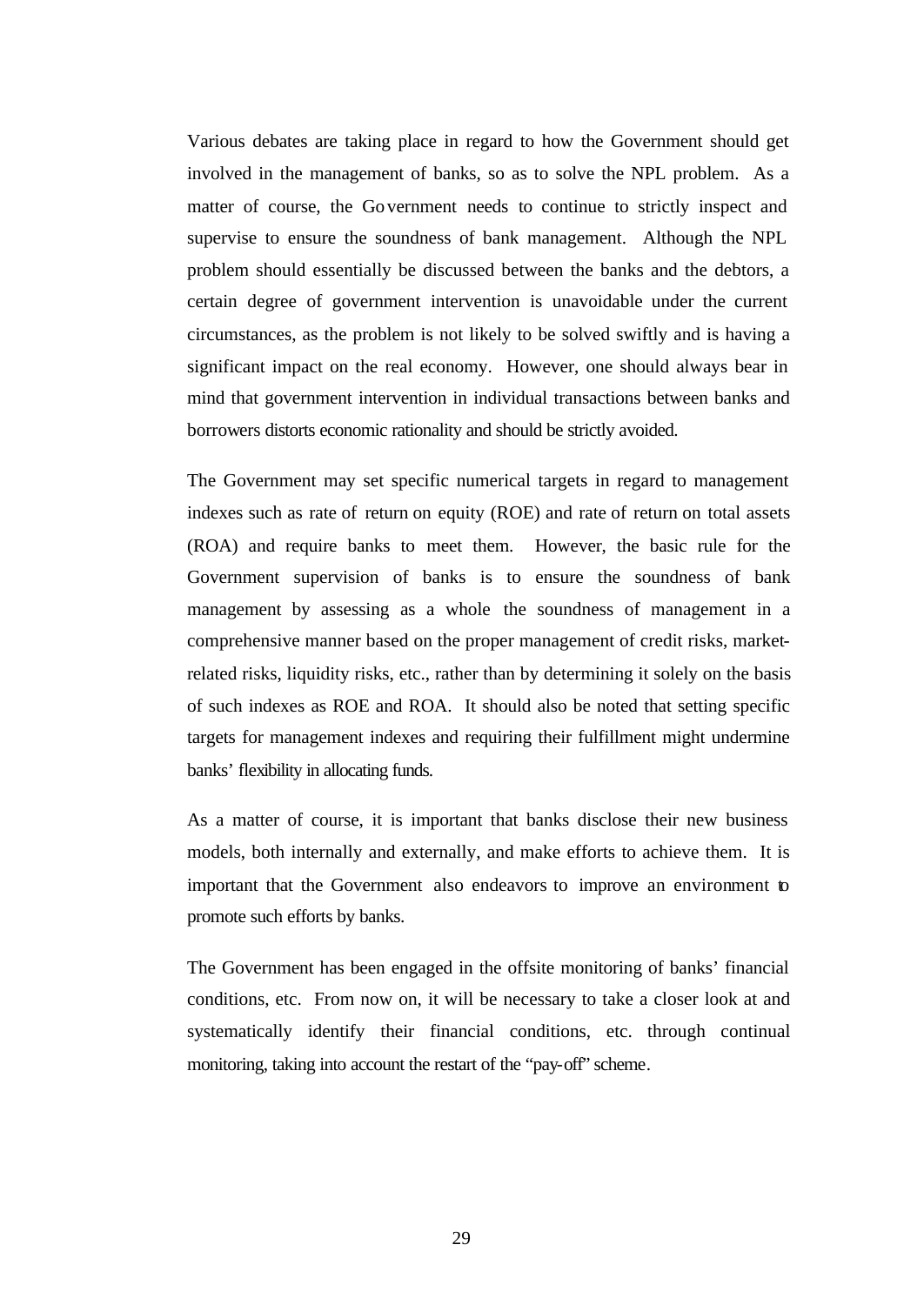Various debates are taking place in regard to how the Government should get involved in the management of banks, so as to solve the NPL problem. As a matter of course, the Government needs to continue to strictly inspect and supervise to ensure the soundness of bank management. Although the NPL problem should essentially be discussed between the banks and the debtors, a certain degree of government intervention is unavoidable under the current circumstances, as the problem is not likely to be solved swiftly and is having a significant impact on the real economy. However, one should always bear in mind that government intervention in individual transactions between banks and borrowers distorts economic rationality and should be strictly avoided.

The Government may set specific numerical targets in regard to management indexes such as rate of return on equity (ROE) and rate of return on total assets (ROA) and require banks to meet them. However, the basic rule for the Government supervision of banks is to ensure the soundness of bank management by assessing as a whole the soundness of management in a comprehensive manner based on the proper management of credit risks, market-related risks, liquidity risks, etc., rather than by determining it solely on the basis of such indexes as ROE and ROA. It should also be noted that setting specific targets for management indexes and requiring their fulfillment might undermine banks' flexibility in allocating funds.

As a matter of course, it is important that banks disclose their new business models, both internally and externally, and make efforts to achieve them. It is important that the Government also endeavors to improve an environment to promote such efforts by banks.

The Government has been engaged in the offsite monitoring of banks' financial conditions, etc. From now on, it will be necessary to take a closer look at and systematically identify their financial conditions, etc. through continual monitoring, taking into account the restart of the "pay-off" scheme.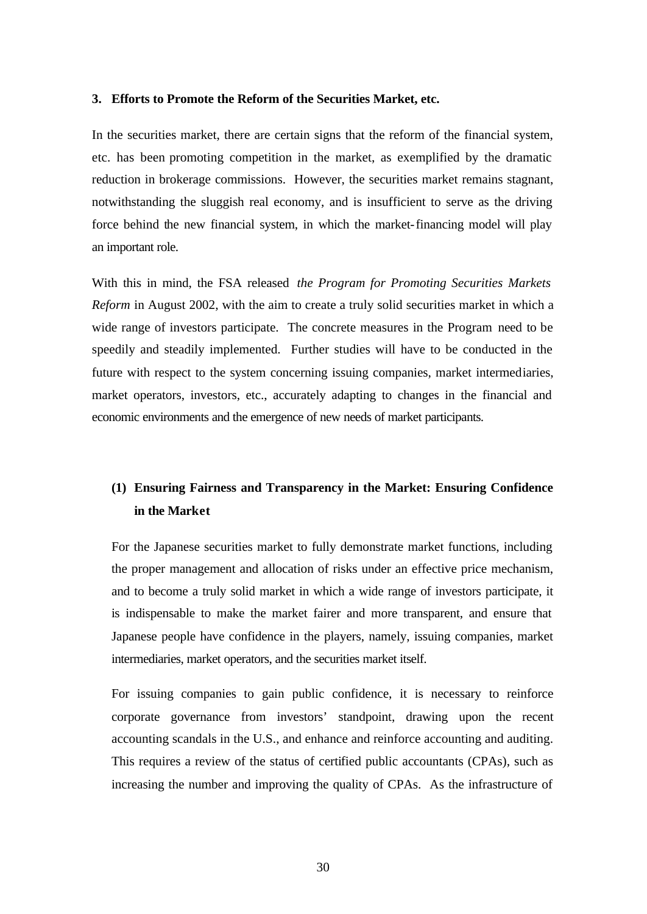### 3. Efforts to Promote the Reform of the Securities Market, etc.

In the securities market, there are certain signs that the reform of the financial system, etc. has been promoting competition in the market, as exemplified by the dramatic reduction in brokerage commissions. However, the securities market remains stagnant, notwithstanding the sluggish real economy, and is insufficient to serve as the driving force behind the new financial system, in which the market-financing model will play an important role.

With this in mind, the FSA released *the Program for Promoting Securities Markets Reform* in August 2002, with the aim to create a truly solid securities market in which a wide range of investors participate. The concrete measures in the Program need to be speedily and steadily implemented. Further studies will have to be conducted in the future with respect to the system concerning issuing companies, market intermediaries, market operators, investors, etc., accurately adapting to changes in the financial and economic environments and the emergence of new needs of market participants.

#### (1) Ensuring Fairness and Transparency in the Market: Ensuring Confidence in the Market

For the Japanese securities market to fully demonstrate market functions, including the proper management and allocation of risks under an effective price mechanism, and to become a truly solid market in which a wide range of investors participate, it is indispensable to make the market fairer and more transparent, and ensure that Japanese people have confidence in the players, namely, issuing companies, market intermediaries, market operators, and the securities market itself.

For issuing companies to gain public confidence, it is necessary to reinforce corporate governance from investors' standpoint, drawing upon the recent accounting scandals in the U.S., and enhance and reinforce accounting and auditing. This requires a review of the status of certified public accountants (CPAs), such as increasing the number and improving the quality of CPAs. As the infrastructure of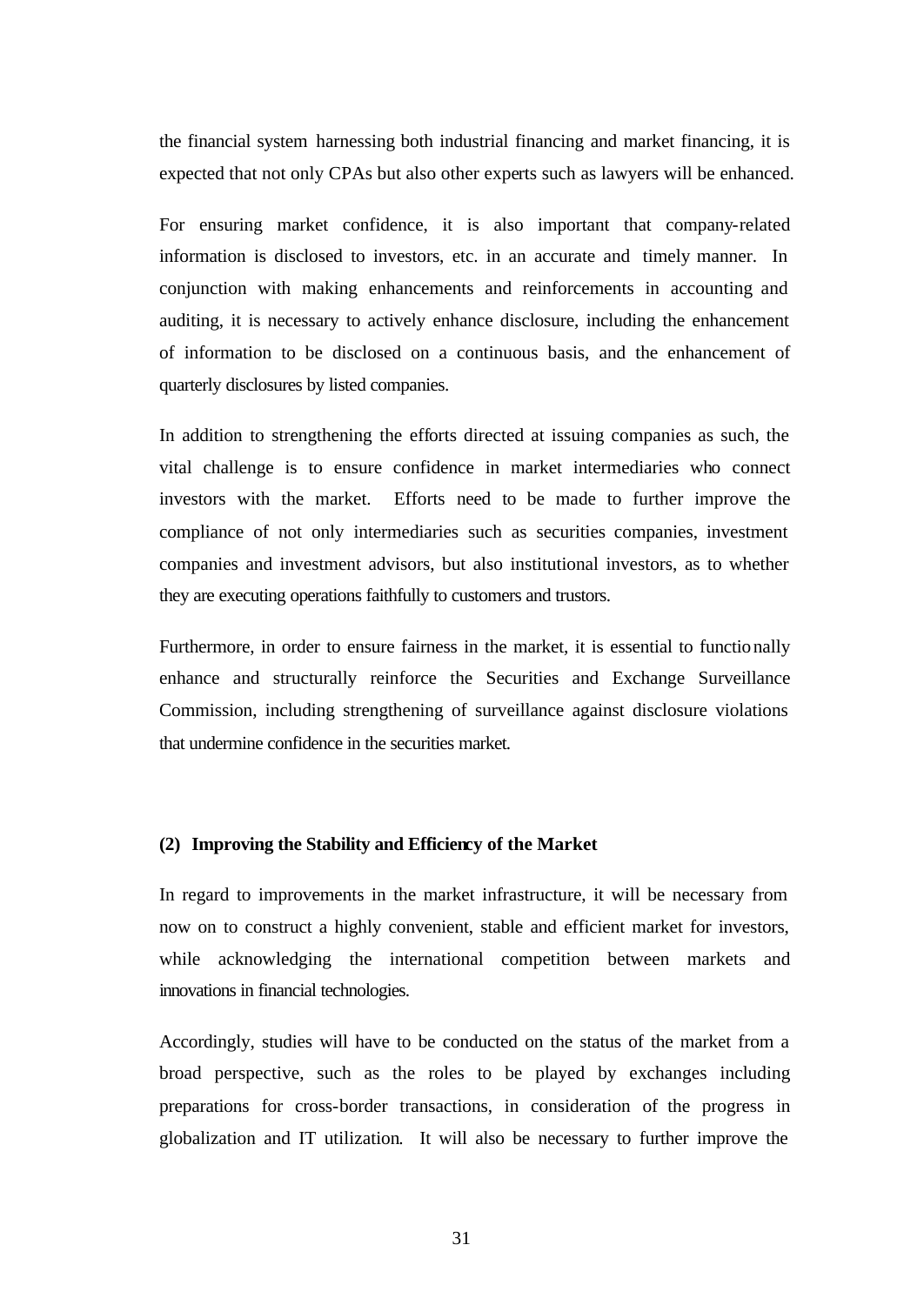the financial system harnessing both industrial financing and market financing, it is expected that not only CPAs but also other experts such as lawyers will be enhanced.

For ensuring market confidence, it is also important that company-related information is disclosed to investors, etc. in an accurate and timely manner. In conjunction with making enhancements and reinforcements in accounting and auditing, it is necessary to actively enhance disclosure, including the enhancement of information to be disclosed on a continuous basis, and the enhancement of quarterly disclosures by listed companies.

In addition to strengthening the efforts directed at issuing companies as such, the vital challenge is to ensure confidence in market intermediaries who connect investors with the market. Efforts need to be made to further improve the compliance of not only intermediaries such as securities companies, investment companies and investment advisors, but also institutional investors, as to whether they are executing operations faithfully to customers and trustors.

Furthermore, in order to ensure fairness in the market, it is essential to functionally enhance and structurally reinforce the Securities and Exchange Surveillance Commission, including strengthening of surveillance against disclosure violations that undermine confidence in the securities market.

### (2) Improving the Stability and Efficiency of the Market

In regard to improvements in the market infrastructure, it will be necessary from now on to construct a highly convenient, stable and efficient market for investors, while acknowledging the international competition between markets and innovations in financial technologies.

Accordingly, studies will have to be conducted on the status of the market from a broad perspective, such as the roles to be played by exchanges including preparations for cross-border transactions, in consideration of the progress in globalization and IT utilization. It will also be necessary to further improve the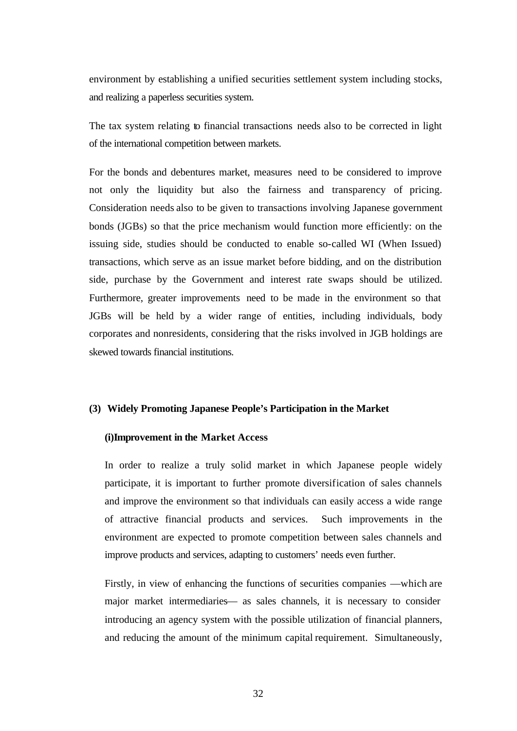environment by establishing a unified securities settlement system including stocks, and realizing a paperless securities system.

The tax system relating to financial transactions needs also to be corrected in light of the international competition between markets.

For the bonds and debentures market, measures need to be considered to improve not only the liquidity but also the fairness and transparency of pricing. Consideration needs also to be given to transactions involving Japanese government bonds (JGBs) so that the price mechanism would function more efficiently: on the issuing side, studies should be conducted to enable so-called WI (When Issued) transactions, which serve as an issue market before bidding, and on the distribution side, purchase by the Government and interest rate swaps should be utilized. Furthermore, greater improvements need to be made in the environment so that JGBs will be held by a wider range of entities, including individuals, body corporates and nonresidents, considering that the risks involved in JGB holdings are skewed towards financial institutions.

### (3) Widely Promoting Japanese People's Participation in the Market

#### (i)Improvement in the Market Access

In order to realize a truly solid market in which Japanese people widely participate, it is important to further promote diversification of sales channels and improve the environment so that individuals can easily access a wide range of attractive financial products and services. Such improvements in the environment are expected to promote competition between sales channels and improve products and services, adapting to customers' needs even further.

Firstly, in view of enhancing the functions of securities companies —which are major market intermediaries— as sales channels, it is necessary to consider introducing an agency system with the possible utilization of financial planners, and reducing the amount of the minimum capital requirement. Simultaneously,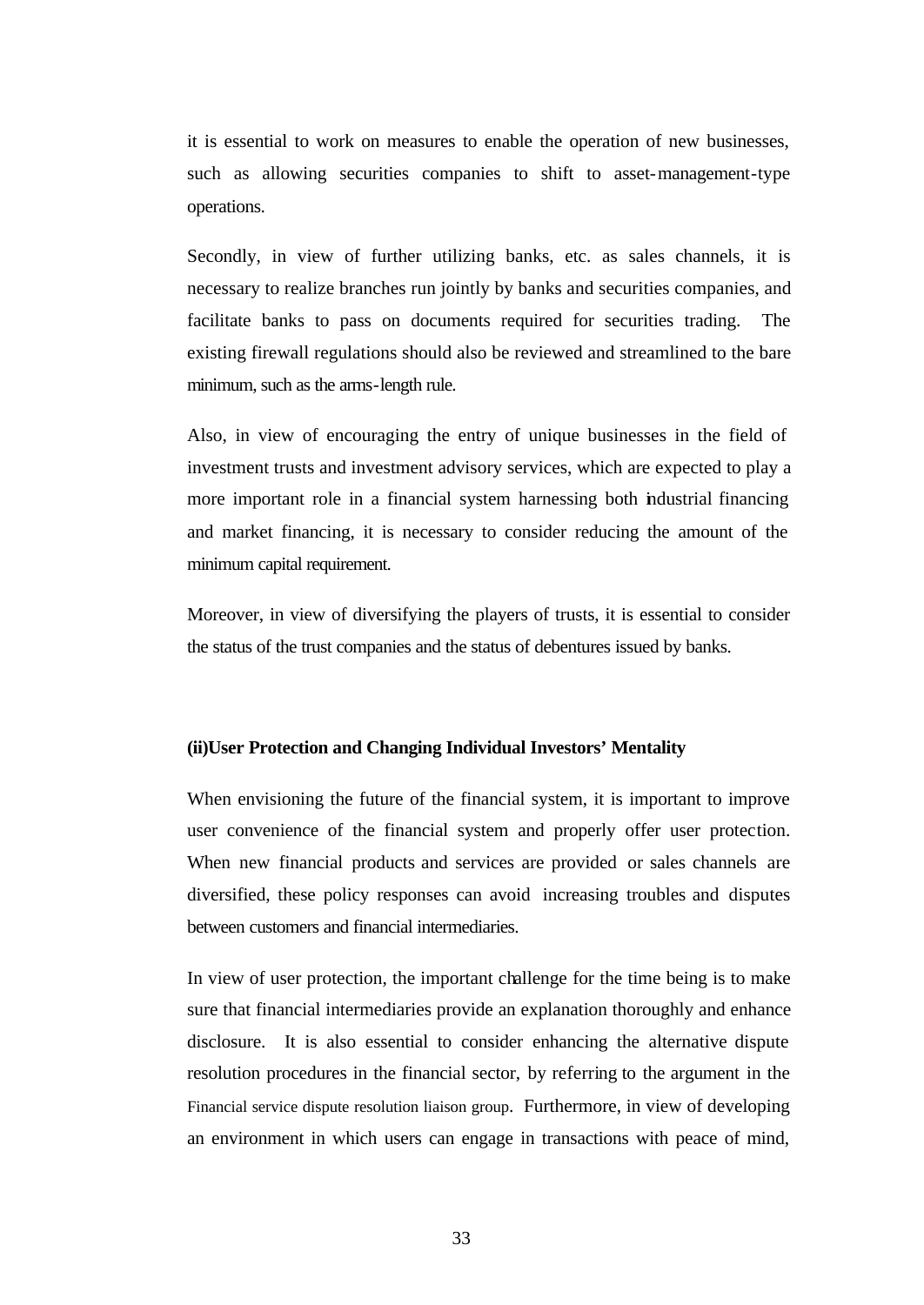it is essential to work on measures to enable the operation of new businesses, such as allowing securities companies to shift to asset-management-type operations.

Secondly, in view of further utilizing banks, etc. as sales channels, it is necessary to realize branches run jointly by banks and securities companies, and facilitate banks to pass on documents required for securities trading. The existing firewall regulations should also be reviewed and streamlined to the bare minimum, such as the arms-length rule.

Also, in view of encouraging the entry of unique businesses in the field of investment trusts and investment advisory services, which are expected to play a more important role in a financial system harnessing both industrial financing and market financing, it is necessary to consider reducing the amount of the minimum capital requirement.

Moreover, in view of diversifying the players of trusts, it is essential to consider the status of the trust companies and the status of debentures issued by banks.

**(ii)User Protection and Changing Individual Investors' Mentality**

When envisioning the future of the financial system, it is important to improve user convenience of the financial system and properly offer user protection. When new financial products and services are provided or sales channels are diversified, these policy responses can avoid increasing troubles and disputes between customers and financial intermediaries.

In view of user protection, the important challenge for the time being is to make sure that financial intermediaries provide an explanation thoroughly and enhance disclosure. It is also essential to consider enhancing the alternative dispute resolution procedures in the financial sector, by referring to the argument in the Financial service dispute resolution liaison group. Furthermore, in view of developing an environment in which users can engage in transactions with peace of mind,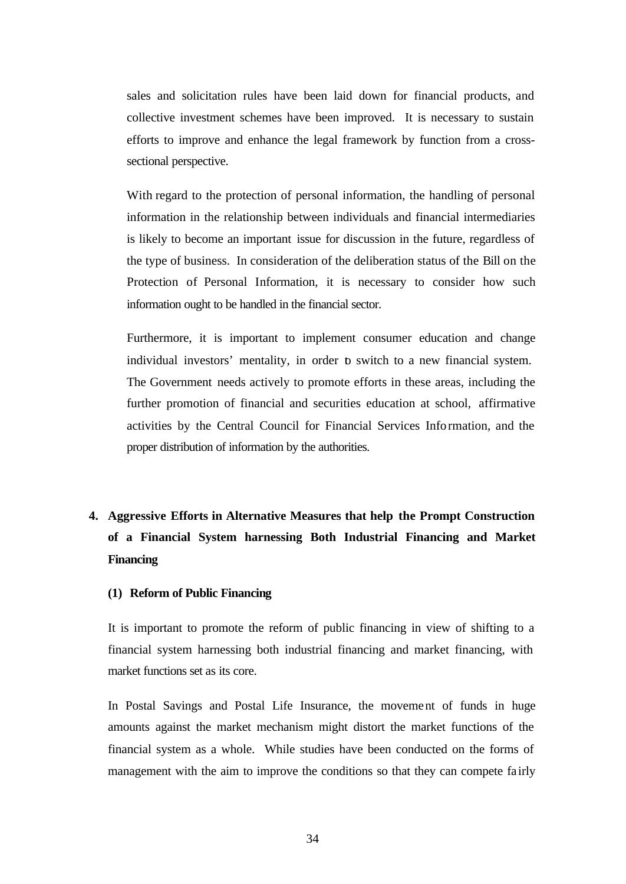sales and solicitation rules have been laid down for financial products, and collective investment schemes have been improved. It is necessary to sustain efforts to improve and enhance the legal framework by function from a cross-sectional perspective.

With regard to the protection of personal information, the handling of personal information in the relationship between individuals and financial intermediaries is likely to become an important issue for discussion in the future, regardless of the type of business. In consideration of the deliberation status of the Bill on the Protection of Personal Information, it is necessary to consider how such information ought to be handled in the financial sector.

Furthermore, it is important to implement consumer education and change individual investors' mentality, in order to switch to a new financial system. The Government needs actively to promote efforts in these areas, including the further promotion of financial and securities education at school, affirmative activities by the Central Council for Financial Services Information, and the proper distribution of information by the authorities.

## 4. Aggressive Efforts in Alternative Measures that help the Prompt Construction of a Financial System harnessing Both Industrial Financing and Market Financing

### (1) Reform of Public Financing

It is important to promote the reform of public financing in view of shifting to a financial system harnessing both industrial financing and market financing, with market functions set as its core.

In Postal Savings and Postal Life Insurance, the movement of funds in huge amounts against the market mechanism might distort the market functions of the financial system as a whole. While studies have been conducted on the forms of management with the aim to improve the conditions so that they can compete fairly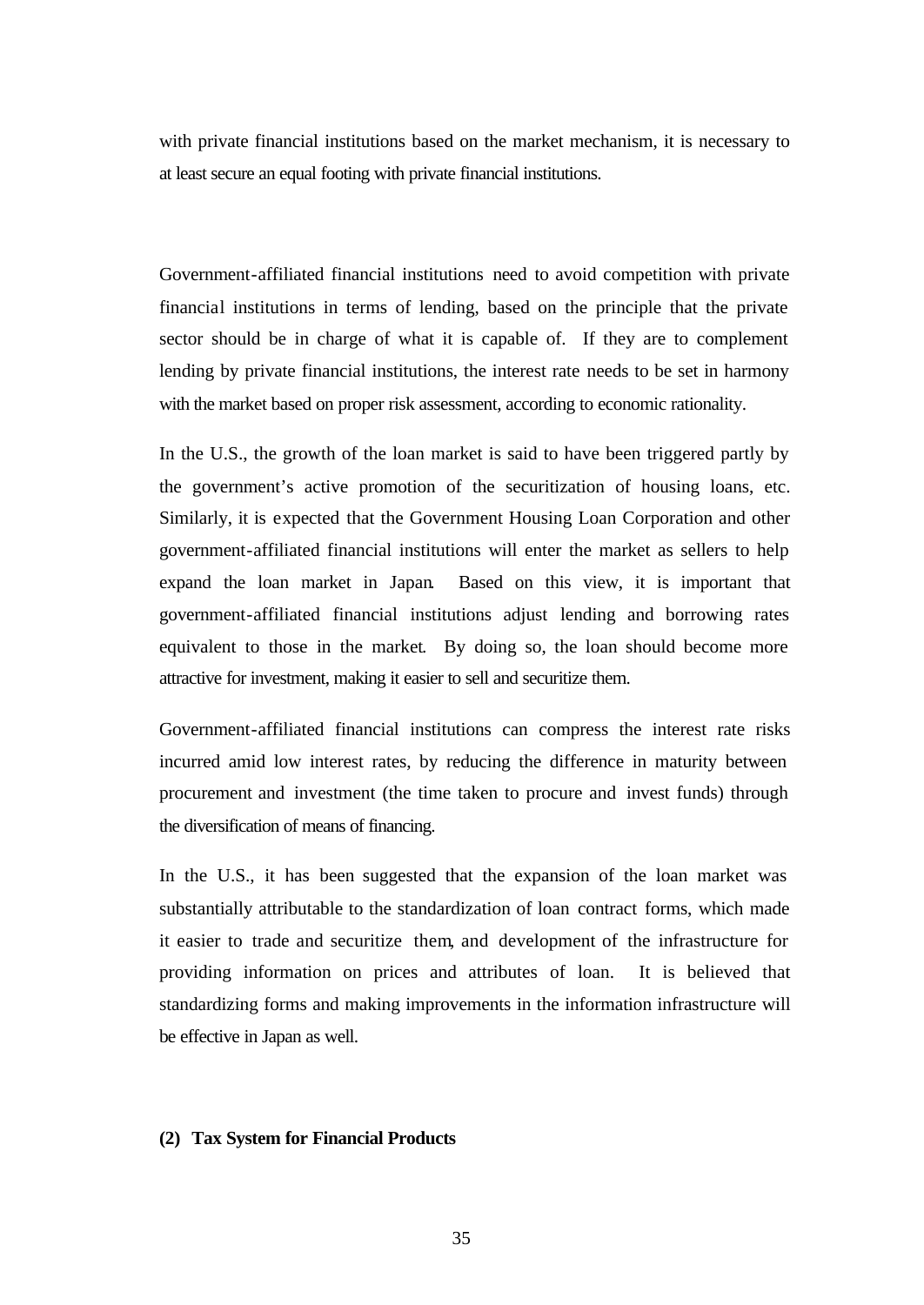with private financial institutions based on the market mechanism, it is necessary to at least secure an equal footing with private financial institutions.

Government-affiliated financial institutions need to avoid competition with private financial institutions in terms of lending, based on the principle that the private sector should be in charge of what it is capable of. If they are to complement lending by private financial institutions, the interest rate needs to be set in harmony with the market based on proper risk assessment, according to economic rationality.

In the U.S., the growth of the loan market is said to have been triggered partly by the government's active promotion of the securitization of housing loans, etc. Similarly, it is expected that the Government Housing Loan Corporation and other government-affiliated financial institutions will enter the market as sellers to help expand the loan market in Japan. Based on this view, it is important that government-affiliated financial institutions adjust lending and borrowing rates equivalent to those in the market. By doing so, the loan should become more attractive for investment, making it easier to sell and securitize them.

Government-affiliated financial institutions can compress the interest rate risks incurred amid low interest rates, by reducing the difference in maturity between procurement and investment (the time taken to procure and invest funds) through the diversification of means of financing.

In the U.S., it has been suggested that the expansion of the loan market was substantially attributable to the standardization of loan contract forms, which made it easier to trade and securitize them, and development of the infrastructure for providing information on prices and attributes of loan. It is believed that standardizing forms and making improvements in the information infrastructure will be effective in Japan as well.

### (2) Tax System for Financial Products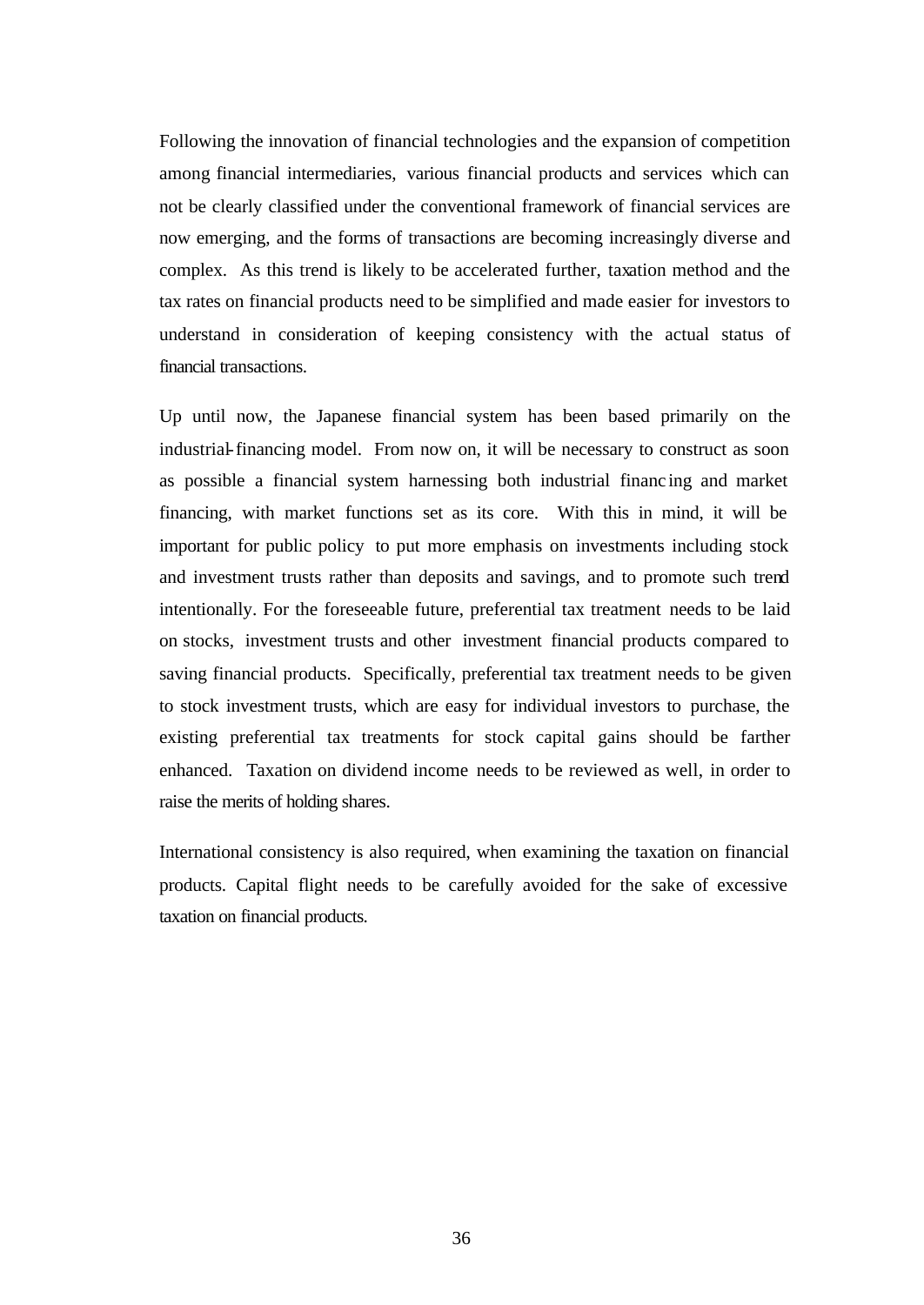Following the innovation of financial technologies and the expansion of competition among financial intermediaries, various financial products and services which can not be clearly classified under the conventional framework of financial services are now emerging, and the forms of transactions are becoming increasingly diverse and complex. As this trend is likely to be accelerated further, taxation method and the tax rates on financial products need to be simplified and made easier for investors to understand in consideration of keeping consistency with the actual status of financial transactions.

Up until now, the Japanese financial system has been based primarily on the industrial-financing model. From now on, it will be necessary to construct as soon as possible a financial system harnessing both industrial financing and market financing, with market functions set as its core. With this in mind, it will be important for public policy to put more emphasis on investments including stock and investment trusts rather than deposits and savings, and to promote such trend intentionally. For the foreseeable future, preferential tax treatment needs to be laid on stocks, investment trusts and other investment financial products compared to saving financial products. Specifically, preferential tax treatment needs to be given to stock investment trusts, which are easy for individual investors to purchase, the existing preferential tax treatments for stock capital gains should be farther enhanced. Taxation on dividend income needs to be reviewed as well, in order to raise the merits of holding shares.

International consistency is also required, when examining the taxation on financial products. Capital flight needs to be carefully avoided for the sake of excessive taxation on financial products.